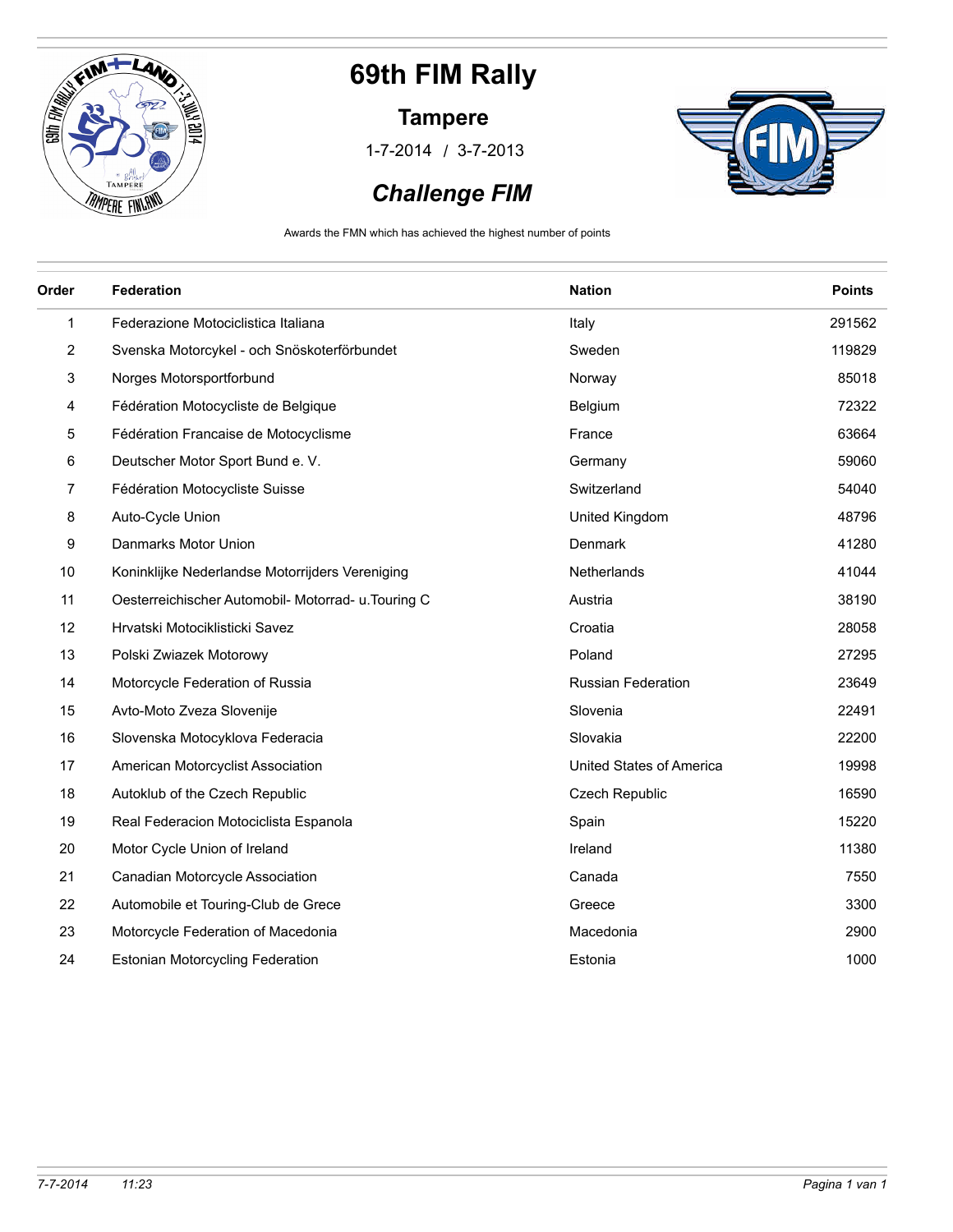# 69th FIM Rally

## Tampere

1-7-2014 / 3-7-2013

## *Challenge FIM*

Awards the FMN which has achieved the highest number of points

| Order | Federation | Nation | Points |
|---|---|---|---|
| 1 | Federazione Motociclistica Italiana | Italy | 291562 |
| 2 | Svenska Motorcykel - och Snöskoterförbundet | Sweden | 119829 |
| 3 | Norges Motorsportforbund | Norway | 85018 |
| 4 | Fédération Motocycliste de Belgique | Belgium | 72322 |
| 5 | Fédération Francaise de Motocyclisme | France | 63664 |
| 6 | Deutscher Motor Sport Bund e. V. | Germany | 59060 |
| 7 | Fédération Motocycliste Suisse | Switzerland | 54040 |
| 8 | Auto-Cycle Union | United Kingdom | 48796 |
| 9 | Danmarks Motor Union | Denmark | 41280 |
| 10 | Koninklijke Nederlandse Motorrijders Vereniging | Netherlands | 41044 |
| 11 | Oesterreichischer Automobil- Motorrad- u.Touring C | Austria | 38190 |
| 12 | Hrvatski Motociklisticki Savez | Croatia | 28058 |
| 13 | Polski Zwiazek Motorowy | Poland | 27295 |
| 14 | Motorcycle Federation of Russia | Russian Federation | 23649 |
| 15 | Avto-Moto Zveza Slovenije | Slovenia | 22491 |
| 16 | Slovenska Motocyklova Federacia | Slovakia | 22200 |
| 17 | American Motorcyclist Association | United States of America | 19998 |
| 18 | Autoklub of the Czech Republic | Czech Republic | 16590 |
| 19 | Real Federacion Motociclista Espanola | Spain | 15220 |
| 20 | Motor Cycle Union of Ireland | Ireland | 11380 |
| 21 | Canadian Motorcycle Association | Canada | 7550 |
| 22 | Automobile et Touring-Club de Grece | Greece | 3300 |
| 23 | Motorcycle Federation of Macedonia | Macedonia | 2900 |
| 24 | Estonian Motorcycling Federation | Estonia | 1000 |

*7-7-2014 11:23*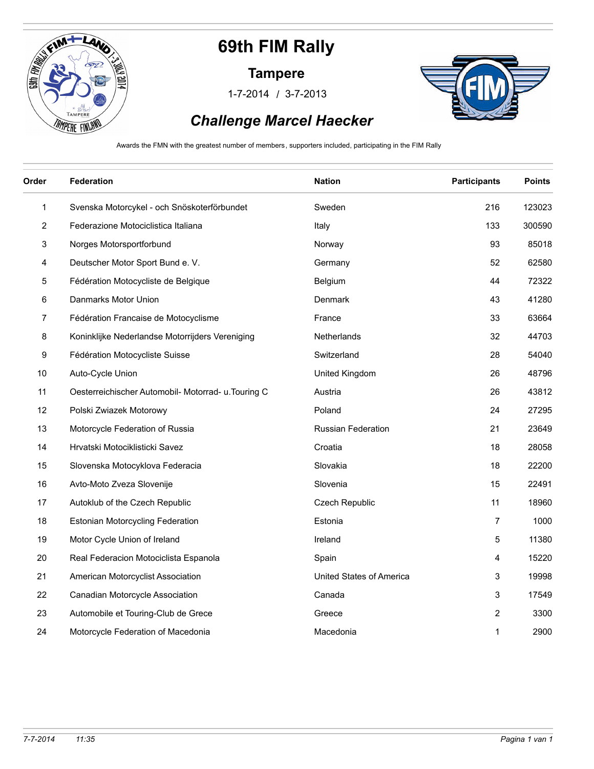# 69th FIM Rally

## Tampere

1-7-2014 / 3-7-2013

### *Challenge Marcel Haecker*

Awards the FMN with the greatest number of members, supporters included, participating in the FIM Rally

| Order | Federation | Nation | Participants | Points |
|---|---|---|---|---|
| 1 | Svenska Motorcykel - och Snöskoterförbundet | Sweden | 216 | 123023 |
| 2 | Federazione Motociclistica Italiana | Italy | 133 | 300590 |
| 3 | Norges Motorsportforbund | Norway | 93 | 85018 |
| 4 | Deutscher Motor Sport Bund e. V. | Germany | 52 | 62580 |
| 5 | Fédération Motocycliste de Belgique | Belgium | 44 | 72322 |
| 6 | Danmarks Motor Union | Denmark | 43 | 41280 |
| 7 | Fédération Francaise de Motocyclisme | France | 33 | 63664 |
| 8 | Koninklijke Nederlandse Motorrijders Vereniging | Netherlands | 32 | 44703 |
| 9 | Fédération Motocycliste Suisse | Switzerland | 28 | 54040 |
| 10 | Auto-Cycle Union | United Kingdom | 26 | 48796 |
| 11 | Oesterreichischer Automobil- Motorrad- u.Touring C | Austria | 26 | 43812 |
| 12 | Polski Zwiazek Motorowy | Poland | 24 | 27295 |
| 13 | Motorcycle Federation of Russia | Russian Federation | 21 | 23649 |
| 14 | Hrvatski Motociklisticki Savez | Croatia | 18 | 28058 |
| 15 | Slovenska Motocyklova Federacia | Slovakia | 18 | 22200 |
| 16 | Avto-Moto Zveza Slovenije | Slovenia | 15 | 22491 |
| 17 | Autoklub of the Czech Republic | Czech Republic | 11 | 18960 |
| 18 | Estonian Motorcycling Federation | Estonia | 7 | 1000 |
| 19 | Motor Cycle Union of Ireland | Ireland | 5 | 11380 |
| 20 | Real Federacion Motociclista Espanola | Spain | 4 | 15220 |
| 21 | American Motorcyclist Association | United States of America | 3 | 19998 |
| 22 | Canadian Motorcycle Association | Canada | 3 | 17549 |
| 23 | Automobile et Touring-Club de Grece | Greece | 2 | 3300 |
| 24 | Motorcycle Federation of Macedonia | Macedonia | 1 | 2900 |

7-7-2014 11:35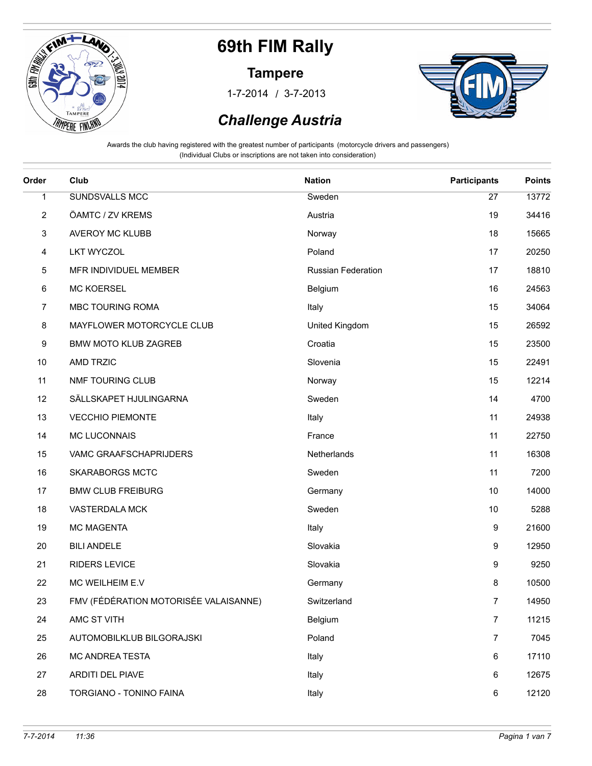# 69th FIM Rally

## Tampere

1-7-2014 / 3-7-2013

## *Challenge Austria*

Awards the club having registered with the greatest number of participants (motorcycle drivers and passengers)
(Individual Clubs or inscriptions are not taken into consideration)

| Order | Club | Nation | Participants | Points |
|---|---|---|---|---|
| 1 | SUNDSVALLS MCC | Sweden | 27 | 13772 |
| 2 | ÖAMTC / ZV KREMS | Austria | 19 | 34416 |
| 3 | AVEROY MC KLUBB | Norway | 18 | 15665 |
| 4 | LKT WYCZOL | Poland | 17 | 20250 |
| 5 | MFR INDIVIDUEL MEMBER | Russian Federation | 17 | 18810 |
| 6 | MC KOERSEL | Belgium | 16 | 24563 |
| 7 | MBC TOURING ROMA | Italy | 15 | 34064 |
| 8 | MAYFLOWER MOTORCYCLE CLUB | United Kingdom | 15 | 26592 |
| 9 | BMW MOTO KLUB ZAGREB | Croatia | 15 | 23500 |
| 10 | AMD TRZIC | Slovenia | 15 | 22491 |
| 11 | NMF TOURING CLUB | Norway | 15 | 12214 |
| 12 | SÄLLSKAPET HJULINGARNA | Sweden | 14 | 4700 |
| 13 | VECCHIO PIEMONTE | Italy | 11 | 24938 |
| 14 | MC LUCONNAIS | France | 11 | 22750 |
| 15 | VAMC GRAAFSCHAPRIJDERS | Netherlands | 11 | 16308 |
| 16 | SKARABORGS MCTC | Sweden | 11 | 7200 |
| 17 | BMW CLUB FREIBURG | Germany | 10 | 14000 |
| 18 | VASTERDALA MCK | Sweden | 10 | 5288 |
| 19 | MC MAGENTA | Italy | 9 | 21600 |
| 20 | BILI ANDELE | Slovakia | 9 | 12950 |
| 21 | RIDERS LEVICE | Slovakia | 9 | 9250 |
| 22 | MC WEILHEIM E.V | Germany | 8 | 10500 |
| 23 | FMV (FÉDÉRATION MOTORISÉE VALAISANNE) | Switzerland | 7 | 14950 |
| 24 | AMC ST VITH | Belgium | 7 | 11215 |
| 25 | AUTOMOBILKLUB BILGORAJSKI | Poland | 7 | 7045 |
| 26 | MC ANDREA TESTA | Italy | 6 | 17110 |
| 27 | ARDITI DEL PIAVE | Italy | 6 | 12675 |
| 28 | TORGIANO - TONINO FAINA | Italy | 6 | 12120 |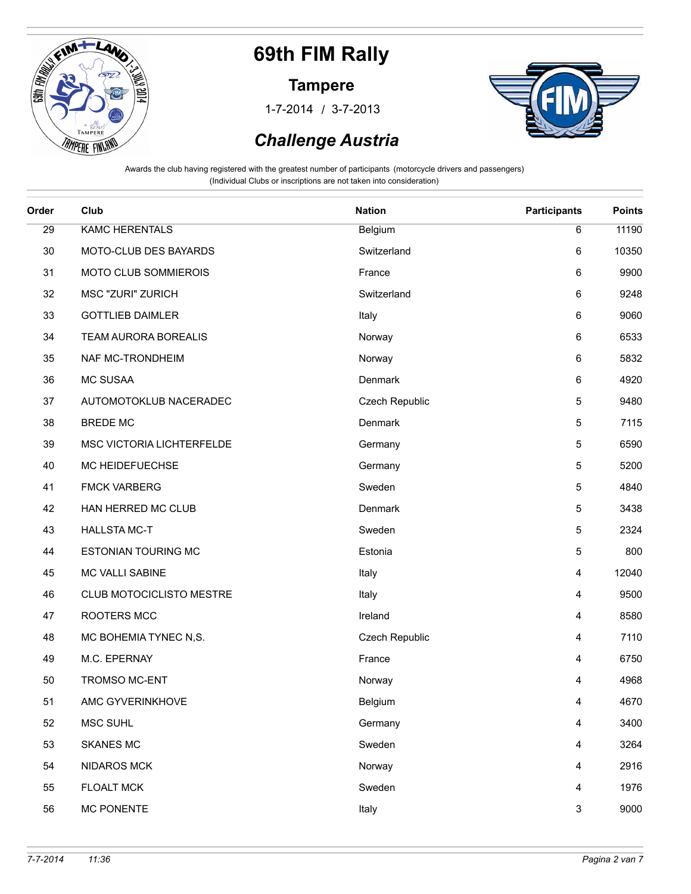# 69th FIM Rally

## Tampere

1-7-2014 / 3-7-2013

## *Challenge Austria*

Awards the club having registered with the greatest number of participants (motorcycle drivers and passengers)
(Individual Clubs or inscriptions are not taken into consideration)

| Order | Club | Nation | Participants | Points |
|---|---|---|---|---|
| 29 | KAMC HERENTALS | Belgium | 6 | 11190 |
| 30 | MOTO-CLUB DES BAYARDS | Switzerland | 6 | 10350 |
| 31 | MOTO CLUB SOMMIEROIS | France | 6 | 9900 |
| 32 | MSC "ZURI" ZURICH | Switzerland | 6 | 9248 |
| 33 | GOTTLIEB DAIMLER | Italy | 6 | 9060 |
| 34 | TEAM AURORA BOREALIS | Norway | 6 | 6533 |
| 35 | NAF MC-TRONDHEIM | Norway | 6 | 5832 |
| 36 | MC SUSAA | Denmark | 6 | 4920 |
| 37 | AUTOMOTOKLUB NACERADEC | Czech Republic | 5 | 9480 |
| 38 | BREDE MC | Denmark | 5 | 7115 |
| 39 | MSC VICTORIA LICHTERFELDE | Germany | 5 | 6590 |
| 40 | MC HEIDEFUECHSE | Germany | 5 | 5200 |
| 41 | FMCK VARBERG | Sweden | 5 | 4840 |
| 42 | HAN HERRED MC CLUB | Denmark | 5 | 3438 |
| 43 | HALLSTA MC-T | Sweden | 5 | 2324 |
| 44 | ESTONIAN TOURING MC | Estonia | 5 | 800 |
| 45 | MC VALLI SABINE | Italy | 4 | 12040 |
| 46 | CLUB MOTOCICLISTO MESTRE | Italy | 4 | 9500 |
| 47 | ROOTERS MCC | Ireland | 4 | 8580 |
| 48 | MC BOHEMIA TYNEC N,S. | Czech Republic | 4 | 7110 |
| 49 | M.C. EPERNAY | France | 4 | 6750 |
| 50 | TROMSO MC-ENT | Norway | 4 | 4968 |
| 51 | AMC GYVERINKHOVE | Belgium | 4 | 4670 |
| 52 | MSC SUHL | Germany | 4 | 3400 |
| 53 | SKANES MC | Sweden | 4 | 3264 |
| 54 | NIDAROS MCK | Norway | 4 | 2916 |
| 55 | FLOALT MCK | Sweden | 4 | 1976 |
| 56 | MC PONENTE | Italy | 3 | 9000 |

*7-7-2014* *11:36*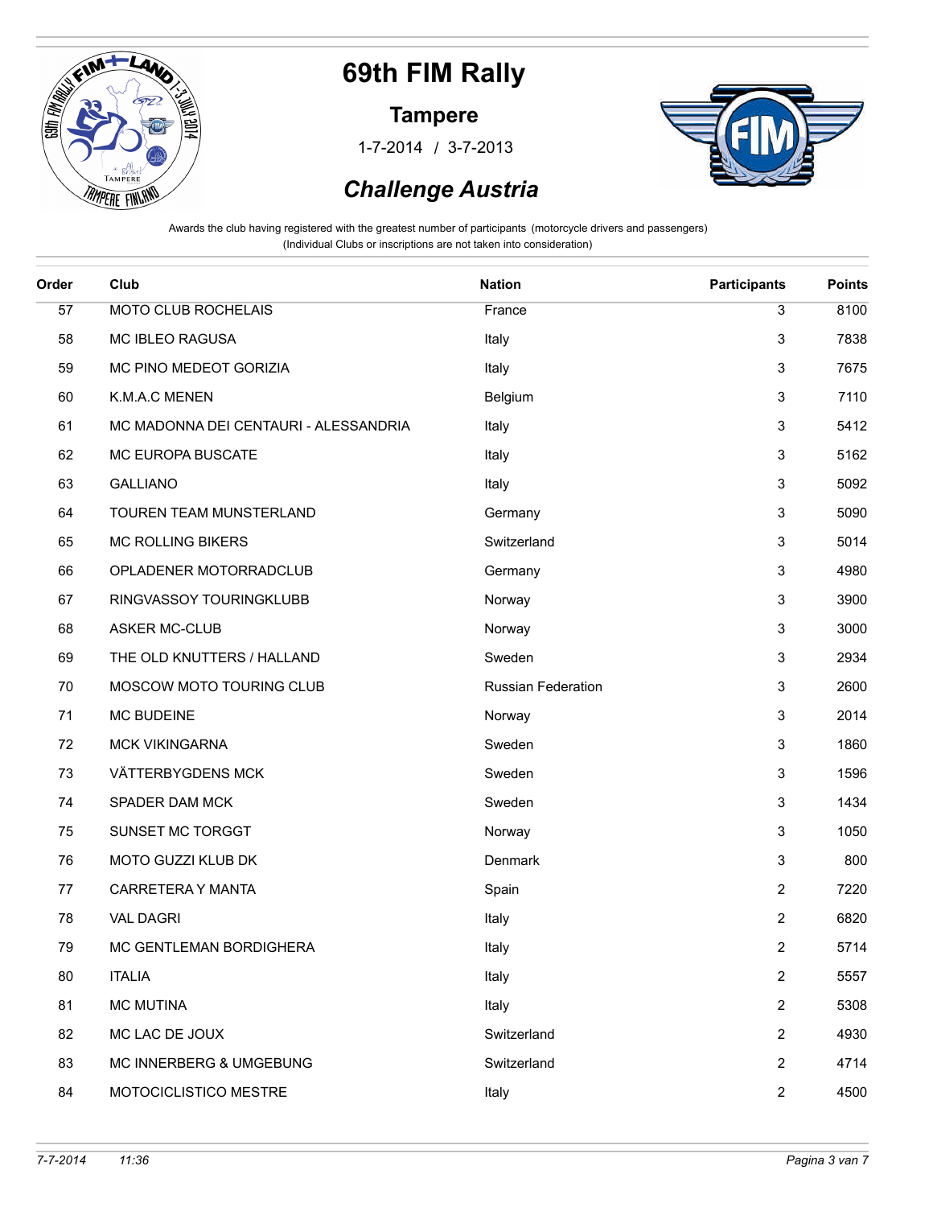# 69th FIM Rally

## Tampere

1-7-2014 / 3-7-2013

## *Challenge Austria*

Awards the club having registered with the greatest number of participants (motorcycle drivers and passengers)
(Individual Clubs or inscriptions are not taken into consideration)

| Order | Club | Nation | Participants | Points |
|---|---|---|---|---|
| 57 | MOTO CLUB ROCHELAIS | France | 3 | 8100 |
| 58 | MC IBLEO RAGUSA | Italy | 3 | 7838 |
| 59 | MC PINO MEDEOT GORIZIA | Italy | 3 | 7675 |
| 60 | K.M.A.C MENEN | Belgium | 3 | 7110 |
| 61 | MC MADONNA DEI CENTAURI - ALESSANDRIA | Italy | 3 | 5412 |
| 62 | MC EUROPA BUSCATE | Italy | 3 | 5162 |
| 63 | GALLIANO | Italy | 3 | 5092 |
| 64 | TOUREN TEAM MUNSTERLAND | Germany | 3 | 5090 |
| 65 | MC ROLLING BIKERS | Switzerland | 3 | 5014 |
| 66 | OPLADENER MOTORRADCLUB | Germany | 3 | 4980 |
| 67 | RINGVASSOY TOURINGKLUBB | Norway | 3 | 3900 |
| 68 | ASKER MC-CLUB | Norway | 3 | 3000 |
| 69 | THE OLD KNUTTERS / HALLAND | Sweden | 3 | 2934 |
| 70 | MOSCOW MOTO TOURING CLUB | Russian Federation | 3 | 2600 |
| 71 | MC BUDEINE | Norway | 3 | 2014 |
| 72 | MCK VIKINGARNA | Sweden | 3 | 1860 |
| 73 | VÄTTERBYGDENS MCK | Sweden | 3 | 1596 |
| 74 | SPADER DAM MCK | Sweden | 3 | 1434 |
| 75 | SUNSET MC TORGGT | Norway | 3 | 1050 |
| 76 | MOTO GUZZI KLUB DK | Denmark | 3 | 800 |
| 77 | CARRETERA Y MANTA | Spain | 2 | 7220 |
| 78 | VAL DAGRI | Italy | 2 | 6820 |
| 79 | MC GENTLEMAN BORDIGHERA | Italy | 2 | 5714 |
| 80 | ITALIA | Italy | 2 | 5557 |
| 81 | MC MUTINA | Italy | 2 | 5308 |
| 82 | MC LAC DE JOUX | Switzerland | 2 | 4930 |
| 83 | MC INNERBERG & UMGEBUNG | Switzerland | 2 | 4714 |
| 84 | MOTOCICLISTICO MESTRE | Italy | 2 | 4500 |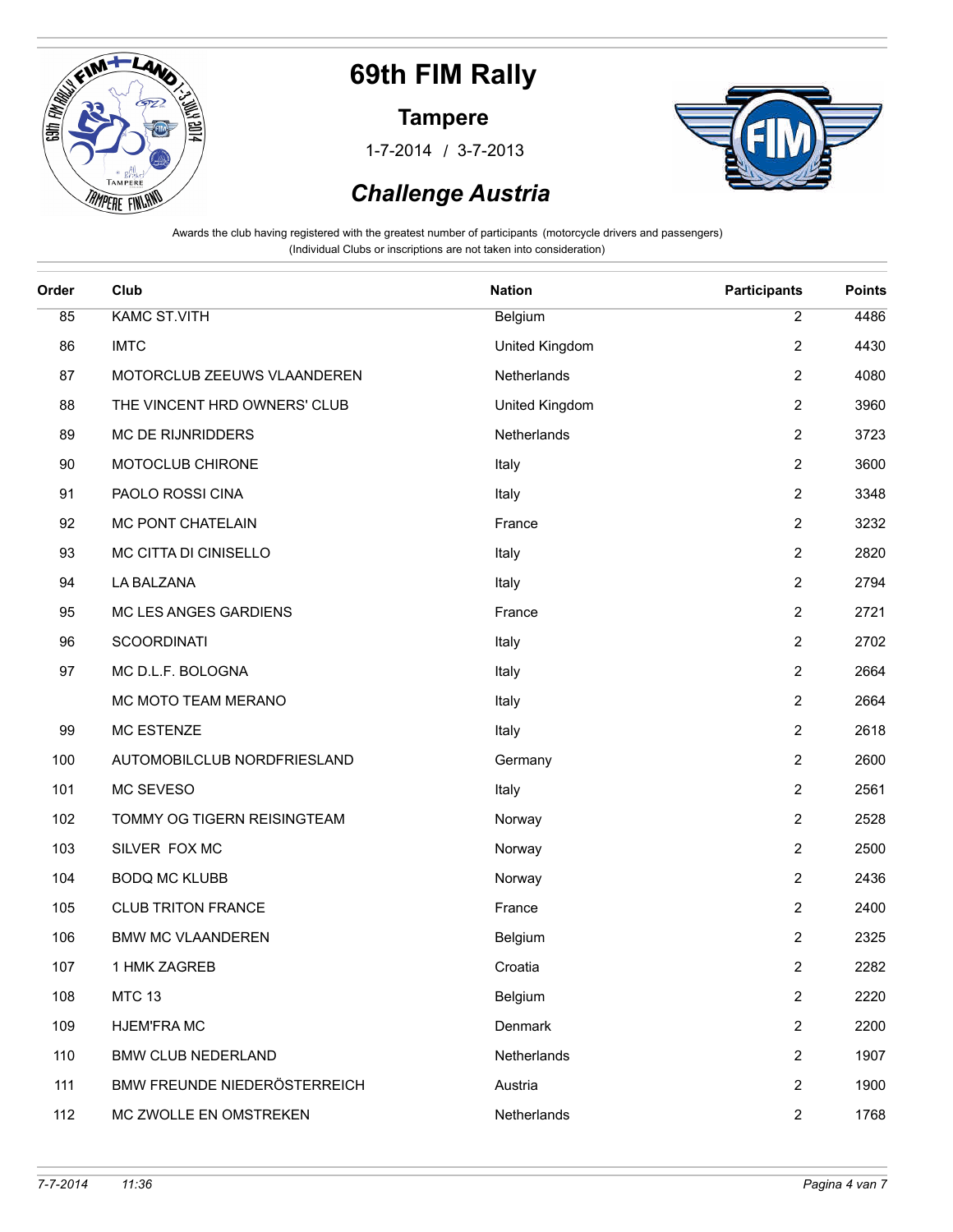# 69th FIM Rally

## Tampere

1-7-2014 / 3-7-2013

## *Challenge Austria*

Awards the club having registered with the greatest number of participants (motorcycle drivers and passengers)
(Individual Clubs or inscriptions are not taken into consideration)

| Order | Club | Nation | Participants | Points |
|---|---|---|---|---|
| 85 | KAMC ST.VITH | Belgium | 2 | 4486 |
| 86 | IMTC | United Kingdom | 2 | 4430 |
| 87 | MOTORCLUB ZEEUWS VLAANDEREN | Netherlands | 2 | 4080 |
| 88 | THE VINCENT HRD OWNERS' CLUB | United Kingdom | 2 | 3960 |
| 89 | MC DE RIJNRIDDERS | Netherlands | 2 | 3723 |
| 90 | MOTOCLUB CHIRONE | Italy | 2 | 3600 |
| 91 | PAOLO ROSSI CINA | Italy | 2 | 3348 |
| 92 | MC PONT CHATELAIN | France | 2 | 3232 |
| 93 | MC CITTA DI CINISELLO | Italy | 2 | 2820 |
| 94 | LA BALZANA | Italy | 2 | 2794 |
| 95 | MC LES ANGES GARDIENS | France | 2 | 2721 |
| 96 | SCOORDINATI | Italy | 2 | 2702 |
| 97 | MC D.L.F. BOLOGNA | Italy | 2 | 2664 |
| | MC MOTO TEAM MERANO | Italy | 2 | 2664 |
| 99 | MC ESTENZE | Italy | 2 | 2618 |
| 100 | AUTOMOBILCLUB NORDFRIESLAND | Germany | 2 | 2600 |
| 101 | MC SEVESO | Italy | 2 | 2561 |
| 102 | TOMMY OG TIGERN REISINGTEAM | Norway | 2 | 2528 |
| 103 | SILVER FOX MC | Norway | 2 | 2500 |
| 104 | BODQ MC KLUBB | Norway | 2 | 2436 |
| 105 | CLUB TRITON FRANCE | France | 2 | 2400 |
| 106 | BMW MC VLAANDEREN | Belgium | 2 | 2325 |
| 107 | 1 HMK ZAGREB | Croatia | 2 | 2282 |
| 108 | MTC 13 | Belgium | 2 | 2220 |
| 109 | HJEM'FRA MC | Denmark | 2 | 2200 |
| 110 | BMW CLUB NEDERLAND | Netherlands | 2 | 1907 |
| 111 | BMW FREUNDE NIEDERÖSTERREICH | Austria | 2 | 1900 |
| 112 | MC ZWOLLE EN OMSTREKEN | Netherlands | 2 | 1768 |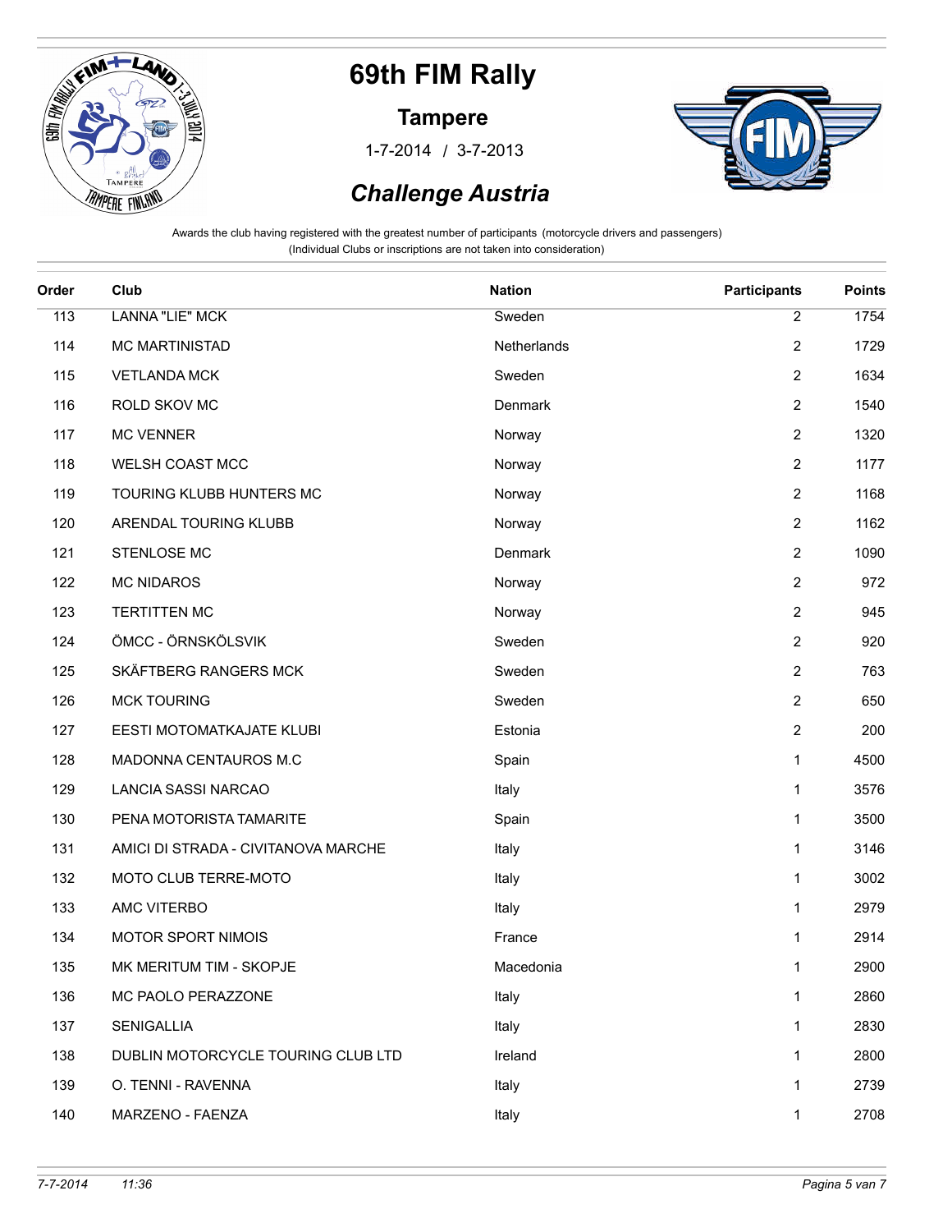# 69th FIM Rally

## Tampere

1-7-2014 / 3-7-2013

## *Challenge Austria*

Awards the club having registered with the greatest number of participants (motorcycle drivers and passengers)
(Individual Clubs or inscriptions are not taken into consideration)

| Order | Club | Nation | Participants | Points |
|---|---|---|---|---|
| 113 | LANNA "LIE" MCK | Sweden | 2 | 1754 |
| 114 | MC MARTINISTAD | Netherlands | 2 | 1729 |
| 115 | VETLANDA MCK | Sweden | 2 | 1634 |
| 116 | ROLD SKOV MC | Denmark | 2 | 1540 |
| 117 | MC VENNER | Norway | 2 | 1320 |
| 118 | WELSH COAST MCC | Norway | 2 | 1177 |
| 119 | TOURING KLUBB HUNTERS MC | Norway | 2 | 1168 |
| 120 | ARENDAL TOURING KLUBB | Norway | 2 | 1162 |
| 121 | STENLOSE MC | Denmark | 2 | 1090 |
| 122 | MC NIDAROS | Norway | 2 | 972 |
| 123 | TERTITTEN MC | Norway | 2 | 945 |
| 124 | ÖMCC - ÖRNSKÖLSVIK | Sweden | 2 | 920 |
| 125 | SKÄFTBERG RANGERS MCK | Sweden | 2 | 763 |
| 126 | MCK TOURING | Sweden | 2 | 650 |
| 127 | EESTI MOTOMATKAJATE KLUBI | Estonia | 2 | 200 |
| 128 | MADONNA CENTAUROS M.C | Spain | 1 | 4500 |
| 129 | LANCIA SASSI NARCAO | Italy | 1 | 3576 |
| 130 | PENA MOTORISTA TAMARITE | Spain | 1 | 3500 |
| 131 | AMICI DI STRADA - CIVITANOVA MARCHE | Italy | 1 | 3146 |
| 132 | MOTO CLUB TERRE-MOTO | Italy | 1 | 3002 |
| 133 | AMC VITERBO | Italy | 1 | 2979 |
| 134 | MOTOR SPORT NIMOIS | France | 1 | 2914 |
| 135 | MK MERITUM TIM - SKOPJE | Macedonia | 1 | 2900 |
| 136 | MC PAOLO PERAZZONE | Italy | 1 | 2860 |
| 137 | SENIGALLIA | Italy | 1 | 2830 |
| 138 | DUBLIN MOTORCYCLE TOURING CLUB LTD | Ireland | 1 | 2800 |
| 139 | O. TENNI - RAVENNA | Italy | 1 | 2739 |
| 140 | MARZENO - FAENZA | Italy | 1 | 2708 |

7-7-2014 11:36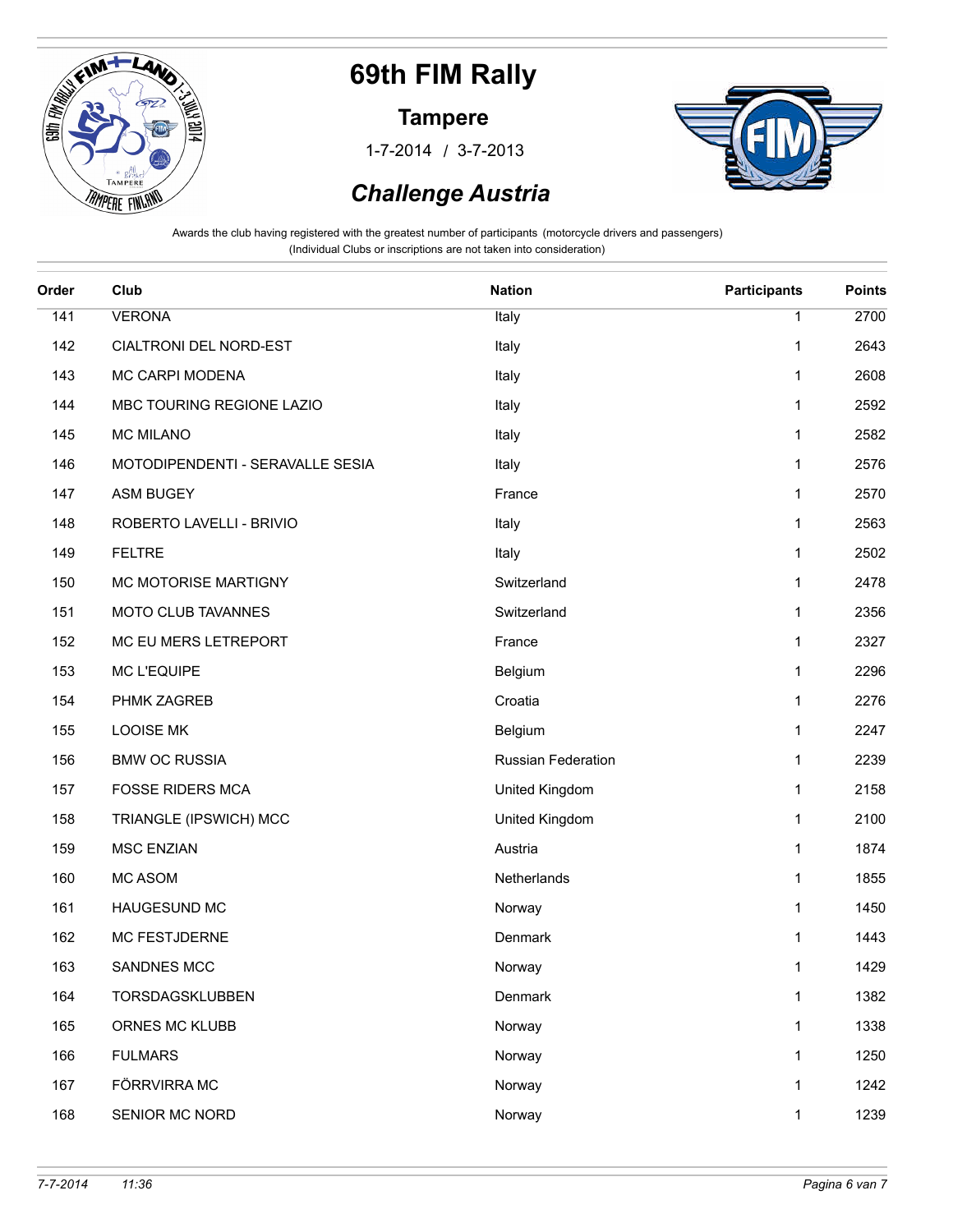# 69th FIM Rally

## Tampere

1-7-2014 / 3-7-2013

## *Challenge Austria*

Awards the club having registered with the greatest number of participants (motorcycle drivers and passengers)
(Individual Clubs or inscriptions are not taken into consideration)

| Order | Club | Nation | Participants | Points |
|---|---|---|---|---|
| 141 | VERONA | Italy | 1 | 2700 |
| 142 | CIALTRONI DEL NORD-EST | Italy | 1 | 2643 |
| 143 | MC CARPI MODENA | Italy | 1 | 2608 |
| 144 | MBC TOURING REGIONE LAZIO | Italy | 1 | 2592 |
| 145 | MC MILANO | Italy | 1 | 2582 |
| 146 | MOTODIPENDENTI - SERAVALLE SESIA | Italy | 1 | 2576 |
| 147 | ASM BUGEY | France | 1 | 2570 |
| 148 | ROBERTO LAVELLI - BRIVIO | Italy | 1 | 2563 |
| 149 | FELTRE | Italy | 1 | 2502 |
| 150 | MC MOTORISE MARTIGNY | Switzerland | 1 | 2478 |
| 151 | MOTO CLUB TAVANNES | Switzerland | 1 | 2356 |
| 152 | MC EU MERS LETREPORT | France | 1 | 2327 |
| 153 | MC L'EQUIPE | Belgium | 1 | 2296 |
| 154 | PHMK ZAGREB | Croatia | 1 | 2276 |
| 155 | LOOISE MK | Belgium | 1 | 2247 |
| 156 | BMW OC RUSSIA | Russian Federation | 1 | 2239 |
| 157 | FOSSE RIDERS MCA | United Kingdom | 1 | 2158 |
| 158 | TRIANGLE (IPSWICH) MCC | United Kingdom | 1 | 2100 |
| 159 | MSC ENZIAN | Austria | 1 | 1874 |
| 160 | MC ASOM | Netherlands | 1 | 1855 |
| 161 | HAUGESUND MC | Norway | 1 | 1450 |
| 162 | MC FESTJDERNE | Denmark | 1 | 1443 |
| 163 | SANDNES MCC | Norway | 1 | 1429 |
| 164 | TORSDAGSKLUBBEN | Denmark | 1 | 1382 |
| 165 | ORNES MC KLUBB | Norway | 1 | 1338 |
| 166 | FULMARS | Norway | 1 | 1250 |
| 167 | FÖRRVIRRA MC | Norway | 1 | 1242 |
| 168 | SENIOR MC NORD | Norway | 1 | 1239 |

*7-7-2014* *11:36*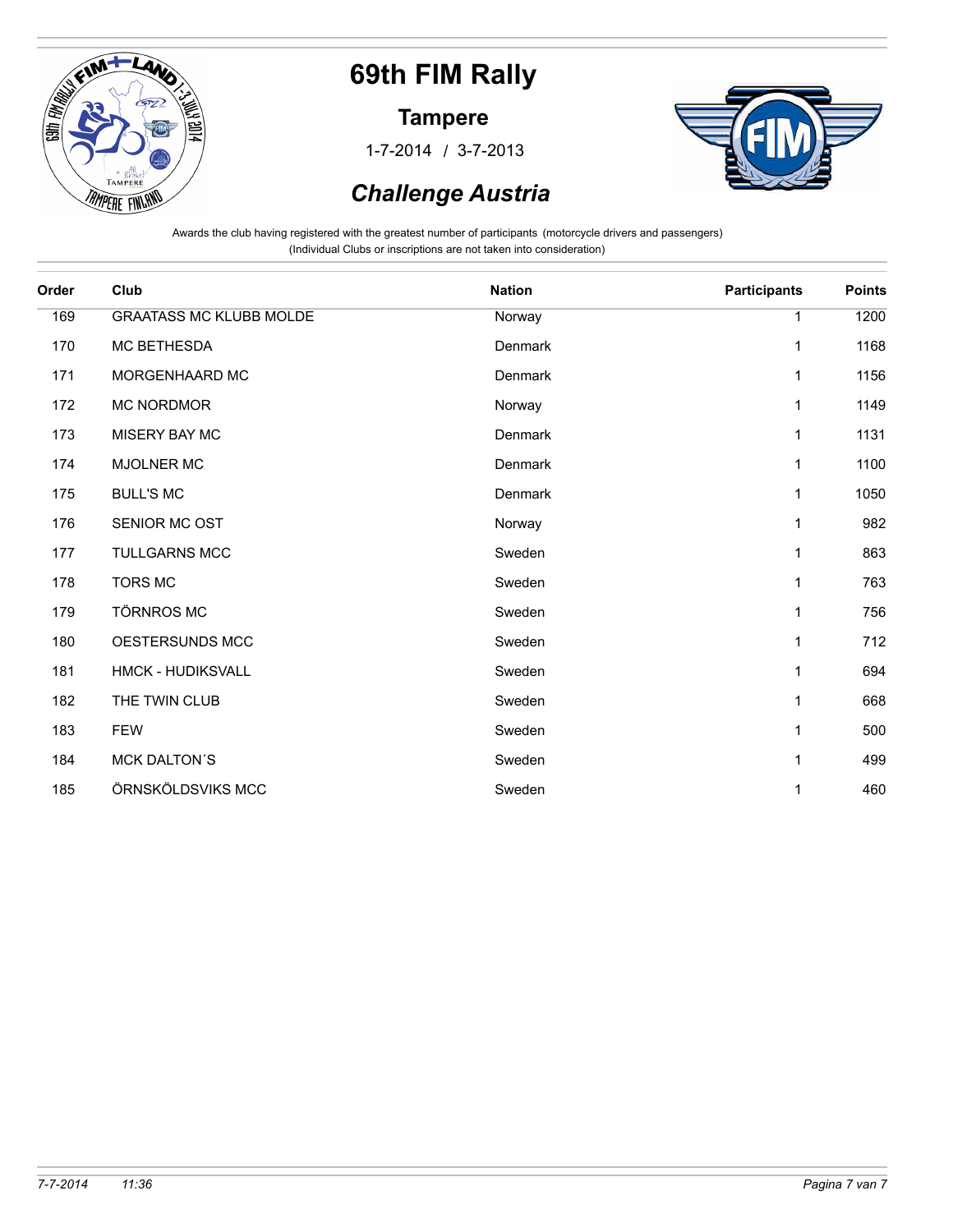# 69th FIM Rally

## Tampere

1-7-2014 / 3-7-2013

## *Challenge Austria*

Awards the club having registered with the greatest number of participants (motorcycle drivers and passengers)
(Individual Clubs or inscriptions are not taken into consideration)

| Order | Club | Nation | Participants | Points |
|---|---|---|---|---|
| 169 | GRAATASS MC KLUBB MOLDE | Norway | 1 | 1200 |
| 170 | MC BETHESDA | Denmark | 1 | 1168 |
| 171 | MORGENHAARD MC | Denmark | 1 | 1156 |
| 172 | MC NORDMOR | Norway | 1 | 1149 |
| 173 | MISERY BAY MC | Denmark | 1 | 1131 |
| 174 | MJOLNER MC | Denmark | 1 | 1100 |
| 175 | BULL'S MC | Denmark | 1 | 1050 |
| 176 | SENIOR MC OST | Norway | 1 | 982 |
| 177 | TULLGARNS MCC | Sweden | 1 | 863 |
| 178 | TORS MC | Sweden | 1 | 763 |
| 179 | TÖRNROS MC | Sweden | 1 | 756 |
| 180 | OESTERSUNDS MCC | Sweden | 1 | 712 |
| 181 | HMCK - HUDIKSVALL | Sweden | 1 | 694 |
| 182 | THE TWIN CLUB | Sweden | 1 | 668 |
| 183 | FEW | Sweden | 1 | 500 |
| 184 | MCK DALTON´S | Sweden | 1 | 499 |
| 185 | ÖRNSKÖLDSVIKS MCC | Sweden | 1 | 460 |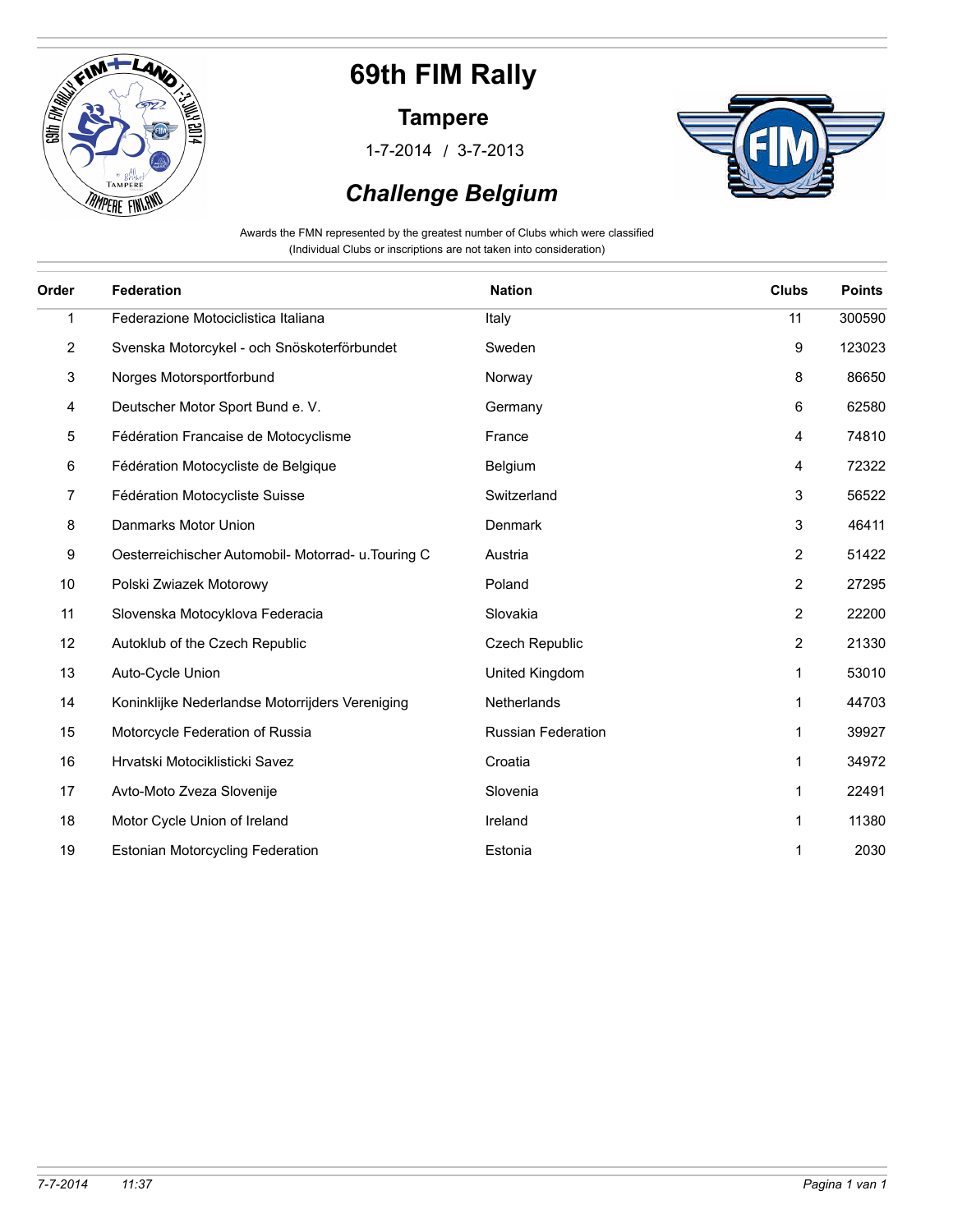# 69th FIM Rally

## Tampere

1-7-2014 / 3-7-2013

## *Challenge Belgium*

Awards the FMN represented by the greatest number of Clubs which were classified
(Individual Clubs or inscriptions are not taken into consideration)

| Order | Federation | Nation | Clubs | Points |
|---|---|---|---|---|
| 1 | Federazione Motociclistica Italiana | Italy | 11 | 300590 |
| 2 | Svenska Motorcykel - och Snöskoterförbundet | Sweden | 9 | 123023 |
| 3 | Norges Motorsportforbund | Norway | 8 | 86650 |
| 4 | Deutscher Motor Sport Bund e. V. | Germany | 6 | 62580 |
| 5 | Fédération Francaise de Motocyclisme | France | 4 | 74810 |
| 6 | Fédération Motocycliste de Belgique | Belgium | 4 | 72322 |
| 7 | Fédération Motocycliste Suisse | Switzerland | 3 | 56522 |
| 8 | Danmarks Motor Union | Denmark | 3 | 46411 |
| 9 | Oesterreichischer Automobil- Motorrad- u.Touring C | Austria | 2 | 51422 |
| 10 | Polski Zwiazek Motorowy | Poland | 2 | 27295 |
| 11 | Slovenska Motocyklova Federacia | Slovakia | 2 | 22200 |
| 12 | Autoklub of the Czech Republic | Czech Republic | 2 | 21330 |
| 13 | Auto-Cycle Union | United Kingdom | 1 | 53010 |
| 14 | Koninklijke Nederlandse Motorrijders Vereniging | Netherlands | 1 | 44703 |
| 15 | Motorcycle Federation of Russia | Russian Federation | 1 | 39927 |
| 16 | Hrvatski Motociklisticki Savez | Croatia | 1 | 34972 |
| 17 | Avto-Moto Zveza Slovenije | Slovenia | 1 | 22491 |
| 18 | Motor Cycle Union of Ireland | Ireland | 1 | 11380 |
| 19 | Estonian Motorcycling Federation | Estonia | 1 | 2030 |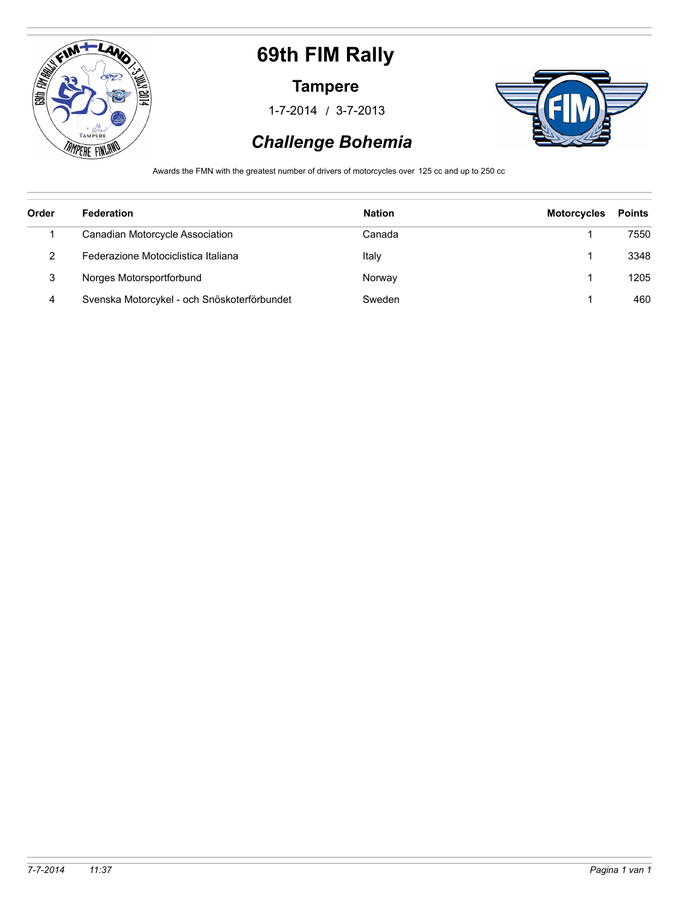# 69th FIM Rally

## Tampere

1-7-2014 / 3-7-2013

## *Challenge Bohemia*

Awards the FMN with the greatest number of drivers of motorcycles over 125 cc and up to 250 cc

| Order | Federation | Nation | Motorcycles | Points |
|---|---|---|---|---|
| 1 | Canadian Motorcycle Association | Canada | 1 | 7550 |
| 2 | Federazione Motociclistica Italiana | Italy | 1 | 3348 |
| 3 | Norges Motorsportforbund | Norway | 1 | 1205 |
| 4 | Svenska Motorcykel - och Snöskoterförbundet | Sweden | 1 | 460 |

*7-7-2014 11:37*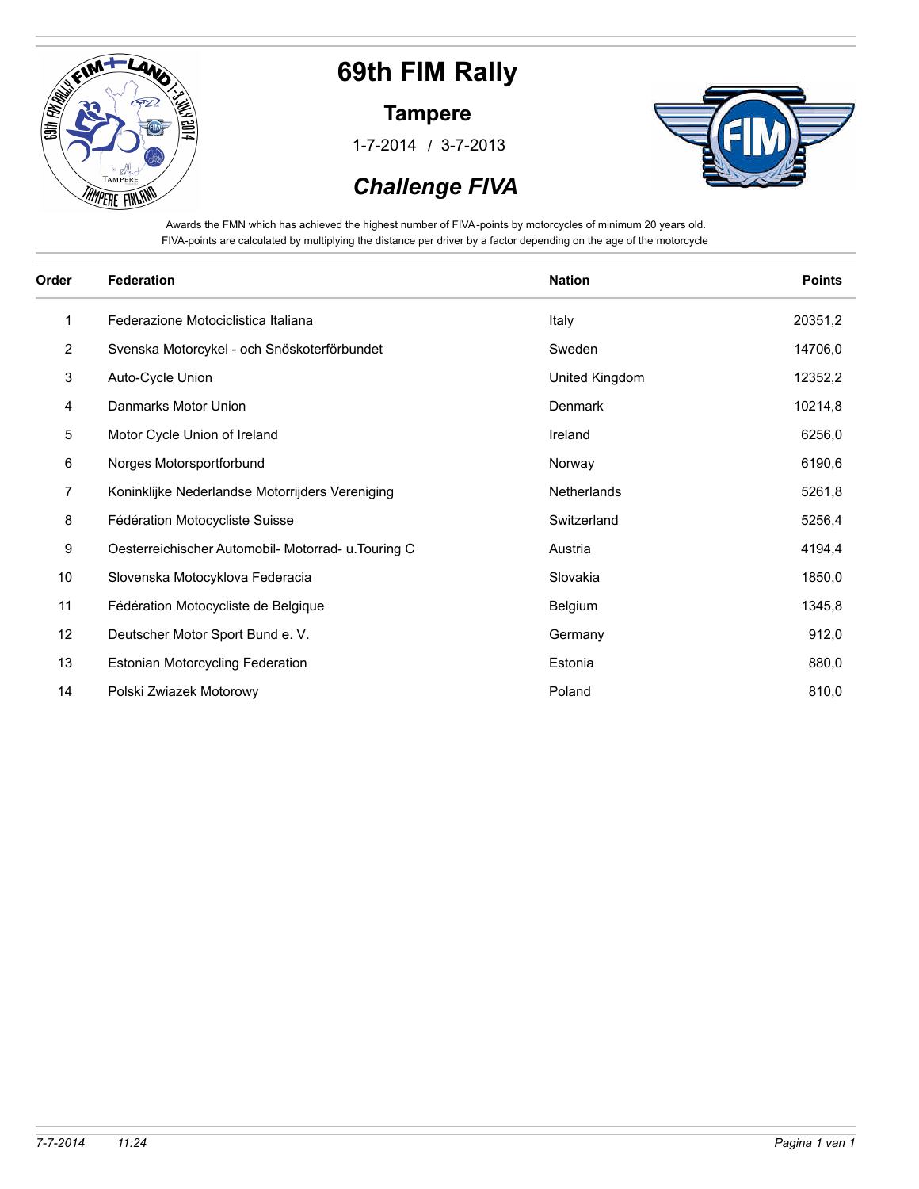# 69th FIM Rally

## Tampere

1-7-2014 / 3-7-2013

### *Challenge FIVA*

Awards the FMN which has achieved the highest number of FIVA-points by motorcycles of minimum 20 years old.
FIVA-points are calculated by multiplying the distance per driver by a factor depending on the age of the motorcycle

| Order | Federation | Nation | Points |
|---|---|---|---|
| 1 | Federazione Motociclistica Italiana | Italy | 20351,2 |
| 2 | Svenska Motorcykel - och Snöskoterförbundet | Sweden | 14706,0 |
| 3 | Auto-Cycle Union | United Kingdom | 12352,2 |
| 4 | Danmarks Motor Union | Denmark | 10214,8 |
| 5 | Motor Cycle Union of Ireland | Ireland | 6256,0 |
| 6 | Norges Motorsportforbund | Norway | 6190,6 |
| 7 | Koninklijke Nederlandse Motorrijders Vereniging | Netherlands | 5261,8 |
| 8 | Fédération Motocycliste Suisse | Switzerland | 5256,4 |
| 9 | Oesterreichischer Automobil- Motorrad- u.Touring C | Austria | 4194,4 |
| 10 | Slovenska Motocyklova Federacia | Slovakia | 1850,0 |
| 11 | Fédération Motocycliste de Belgique | Belgium | 1345,8 |
| 12 | Deutscher Motor Sport Bund e. V. | Germany | 912,0 |
| 13 | Estonian Motorcycling Federation | Estonia | 880,0 |
| 14 | Polski Zwiazek Motorowy | Poland | 810,0 |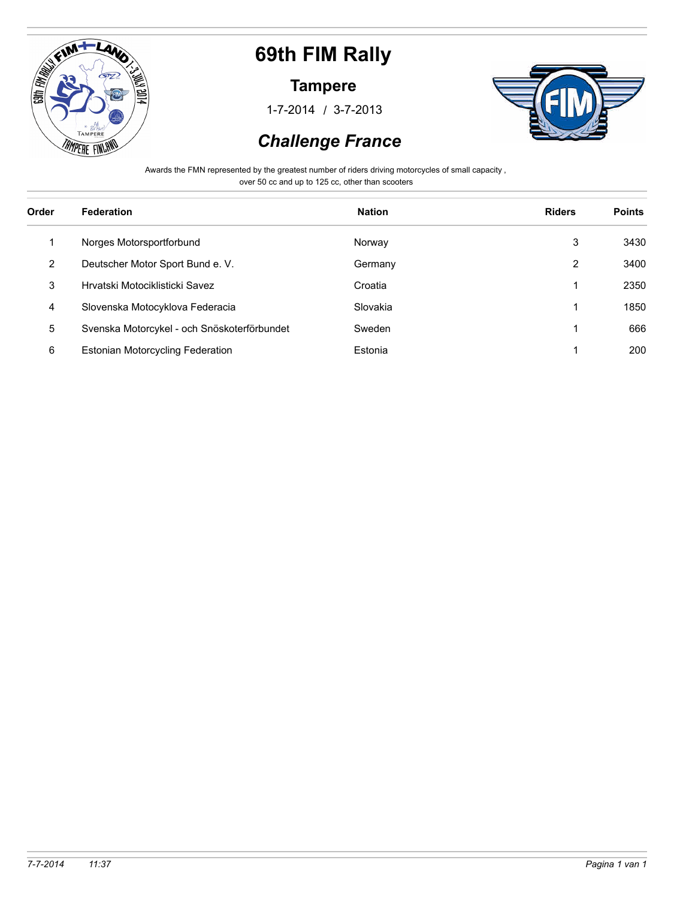# 69th FIM Rally

## Tampere

1-7-2014 / 3-7-2013

## *Challenge France*

Awards the FMN represented by the greatest number of riders driving motorcycles of small capacity , over 50 cc and up to 125 cc, other than scooters

| Order | Federation | Nation | Riders | Points |
|---|---|---|---|---|
| 1 | Norges Motorsportforbund | Norway | 3 | 3430 |
| 2 | Deutscher Motor Sport Bund e. V. | Germany | 2 | 3400 |
| 3 | Hrvatski Motociklisticki Savez | Croatia | 1 | 2350 |
| 4 | Slovenska Motocyklova Federacia | Slovakia | 1 | 1850 |
| 5 | Svenska Motorcykel - och Snöskoterförbundet | Sweden | 1 | 666 |
| 6 | Estonian Motorcycling Federation | Estonia | 1 | 200 |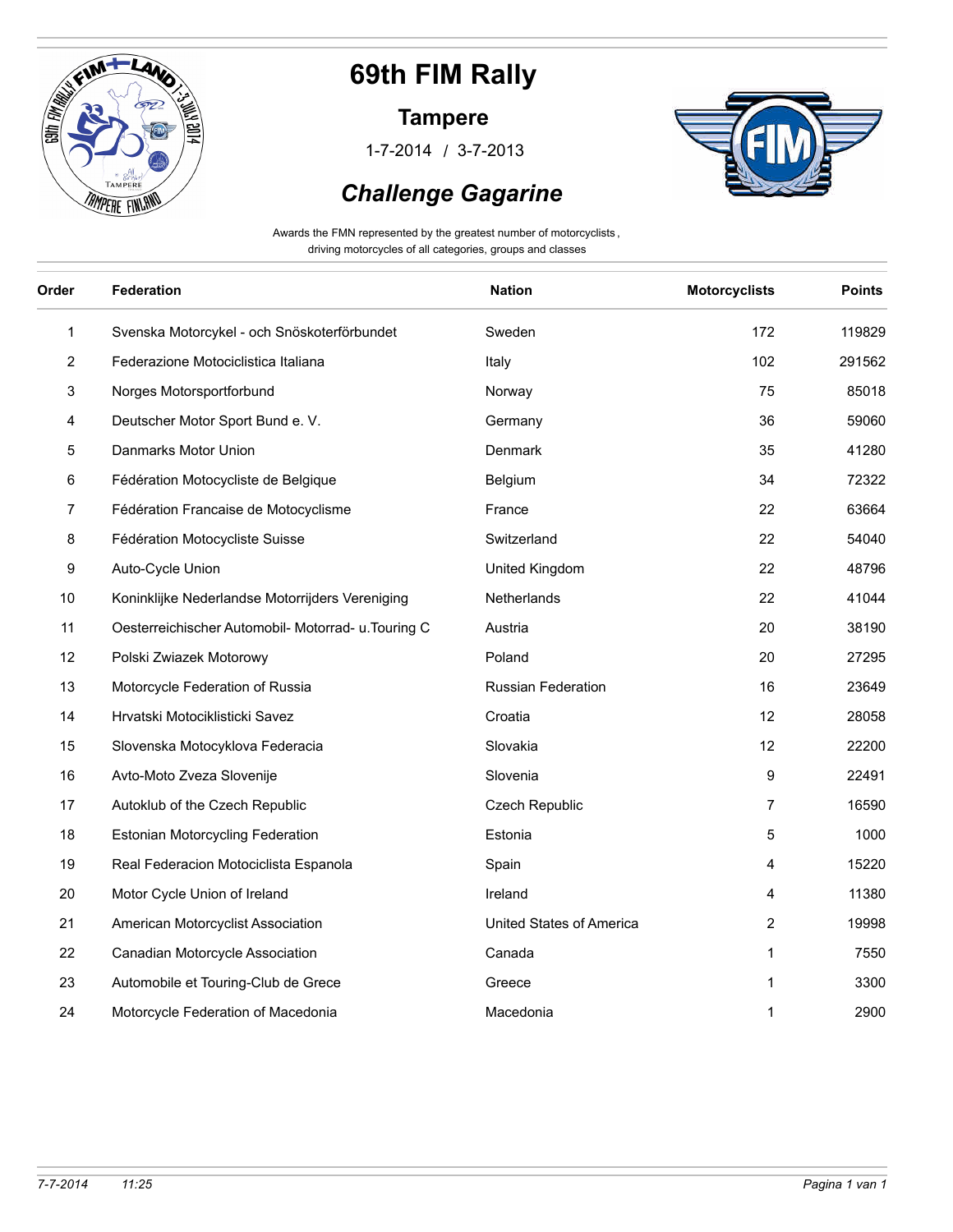# 69th FIM Rally

## Tampere

1-7-2014 / 3-7-2013

## *Challenge Gagarine*

Awards the FMN represented by the greatest number of motorcyclists , driving motorcycles of all categories, groups and classes

| Order | Federation | Nation | Motorcyclists | Points |
|---|---|---|---|---|
| 1 | Svenska Motorcykel - och Snöskoterförbundet | Sweden | 172 | 119829 |
| 2 | Federazione Motociclistica Italiana | Italy | 102 | 291562 |
| 3 | Norges Motorsportforbund | Norway | 75 | 85018 |
| 4 | Deutscher Motor Sport Bund e. V. | Germany | 36 | 59060 |
| 5 | Danmarks Motor Union | Denmark | 35 | 41280 |
| 6 | Fédération Motocycliste de Belgique | Belgium | 34 | 72322 |
| 7 | Fédération Francaise de Motocyclisme | France | 22 | 63664 |
| 8 | Fédération Motocycliste Suisse | Switzerland | 22 | 54040 |
| 9 | Auto-Cycle Union | United Kingdom | 22 | 48796 |
| 10 | Koninklijke Nederlandse Motorrijders Vereniging | Netherlands | 22 | 41044 |
| 11 | Oesterreichischer Automobil- Motorrad- u.Touring C | Austria | 20 | 38190 |
| 12 | Polski Zwiazek Motorowy | Poland | 20 | 27295 |
| 13 | Motorcycle Federation of Russia | Russian Federation | 16 | 23649 |
| 14 | Hrvatski Motociklisticki Savez | Croatia | 12 | 28058 |
| 15 | Slovenska Motocyklova Federacia | Slovakia | 12 | 22200 |
| 16 | Avto-Moto Zveza Slovenije | Slovenia | 9 | 22491 |
| 17 | Autoklub of the Czech Republic | Czech Republic | 7 | 16590 |
| 18 | Estonian Motorcycling Federation | Estonia | 5 | 1000 |
| 19 | Real Federacion Motociclista Espanola | Spain | 4 | 15220 |
| 20 | Motor Cycle Union of Ireland | Ireland | 4 | 11380 |
| 21 | American Motorcyclist Association | United States of America | 2 | 19998 |
| 22 | Canadian Motorcycle Association | Canada | 1 | 7550 |
| 23 | Automobile et Touring-Club de Grece | Greece | 1 | 3300 |
| 24 | Motorcycle Federation of Macedonia | Macedonia | 1 | 2900 |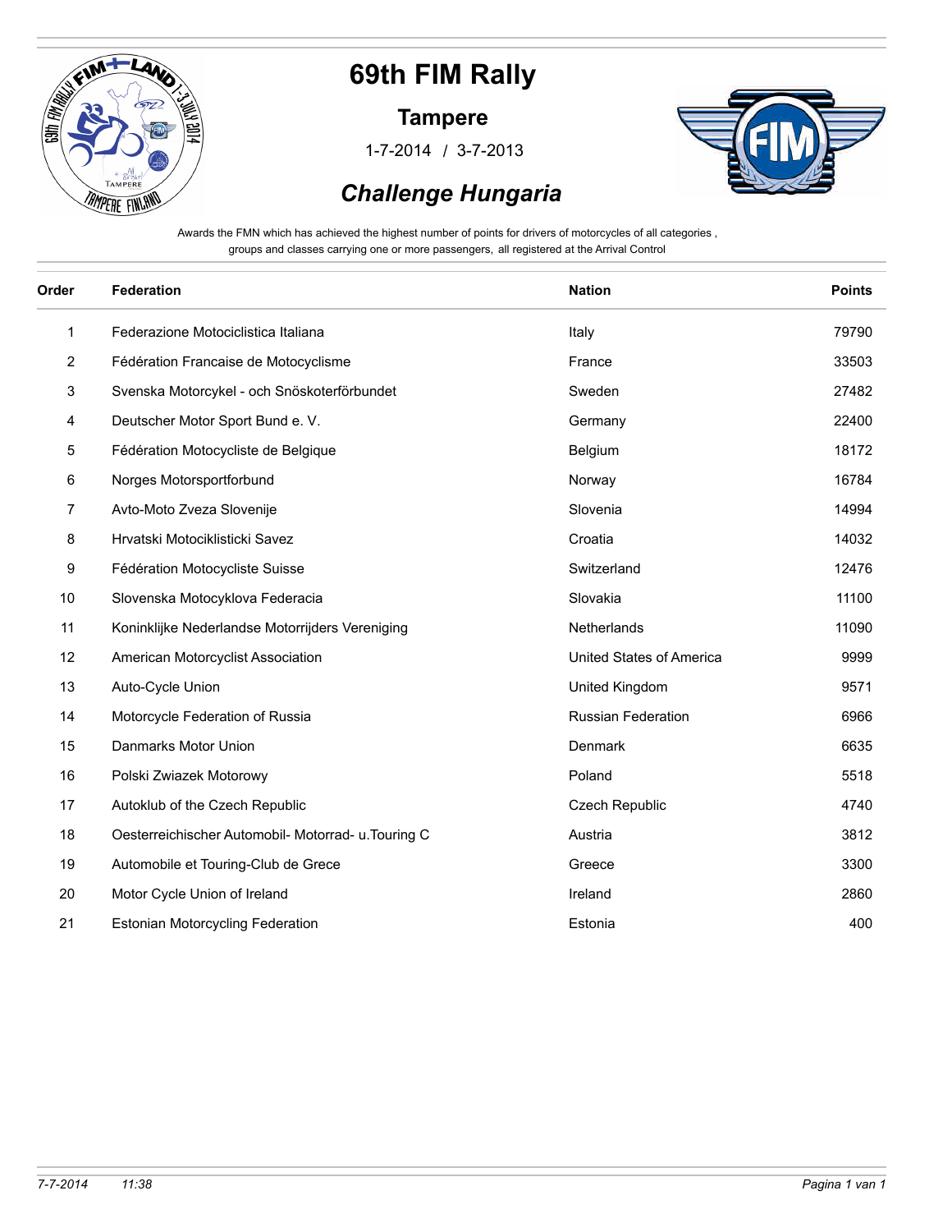# 69th FIM Rally

## Tampere

1-7-2014 / 3-7-2013

## *Challenge Hungaria*

Awards the FMN which has achieved the highest number of points for drivers of motorcycles of all categories , groups and classes carrying one or more passengers, all registered at the Arrival Control

| Order | Federation | Nation | Points |
|---|---|---|---|
| 1 | Federazione Motociclistica Italiana | Italy | 79790 |
| 2 | Fédération Francaise de Motocyclisme | France | 33503 |
| 3 | Svenska Motorcykel - och Snöskoterförbundet | Sweden | 27482 |
| 4 | Deutscher Motor Sport Bund e. V. | Germany | 22400 |
| 5 | Fédération Motocycliste de Belgique | Belgium | 18172 |
| 6 | Norges Motorsportforbund | Norway | 16784 |
| 7 | Avto-Moto Zveza Slovenije | Slovenia | 14994 |
| 8 | Hrvatski Motociklisticki Savez | Croatia | 14032 |
| 9 | Fédération Motocycliste Suisse | Switzerland | 12476 |
| 10 | Slovenska Motocyklova Federacia | Slovakia | 11100 |
| 11 | Koninklijke Nederlandse Motorrijders Vereniging | Netherlands | 11090 |
| 12 | American Motorcyclist Association | United States of America | 9999 |
| 13 | Auto-Cycle Union | United Kingdom | 9571 |
| 14 | Motorcycle Federation of Russia | Russian Federation | 6966 |
| 15 | Danmarks Motor Union | Denmark | 6635 |
| 16 | Polski Zwiazek Motorowy | Poland | 5518 |
| 17 | Autoklub of the Czech Republic | Czech Republic | 4740 |
| 18 | Oesterreichischer Automobil- Motorrad- u.Touring C | Austria | 3812 |
| 19 | Automobile et Touring-Club de Grece | Greece | 3300 |
| 20 | Motor Cycle Union of Ireland | Ireland | 2860 |
| 21 | Estonian Motorcycling Federation | Estonia | 400 |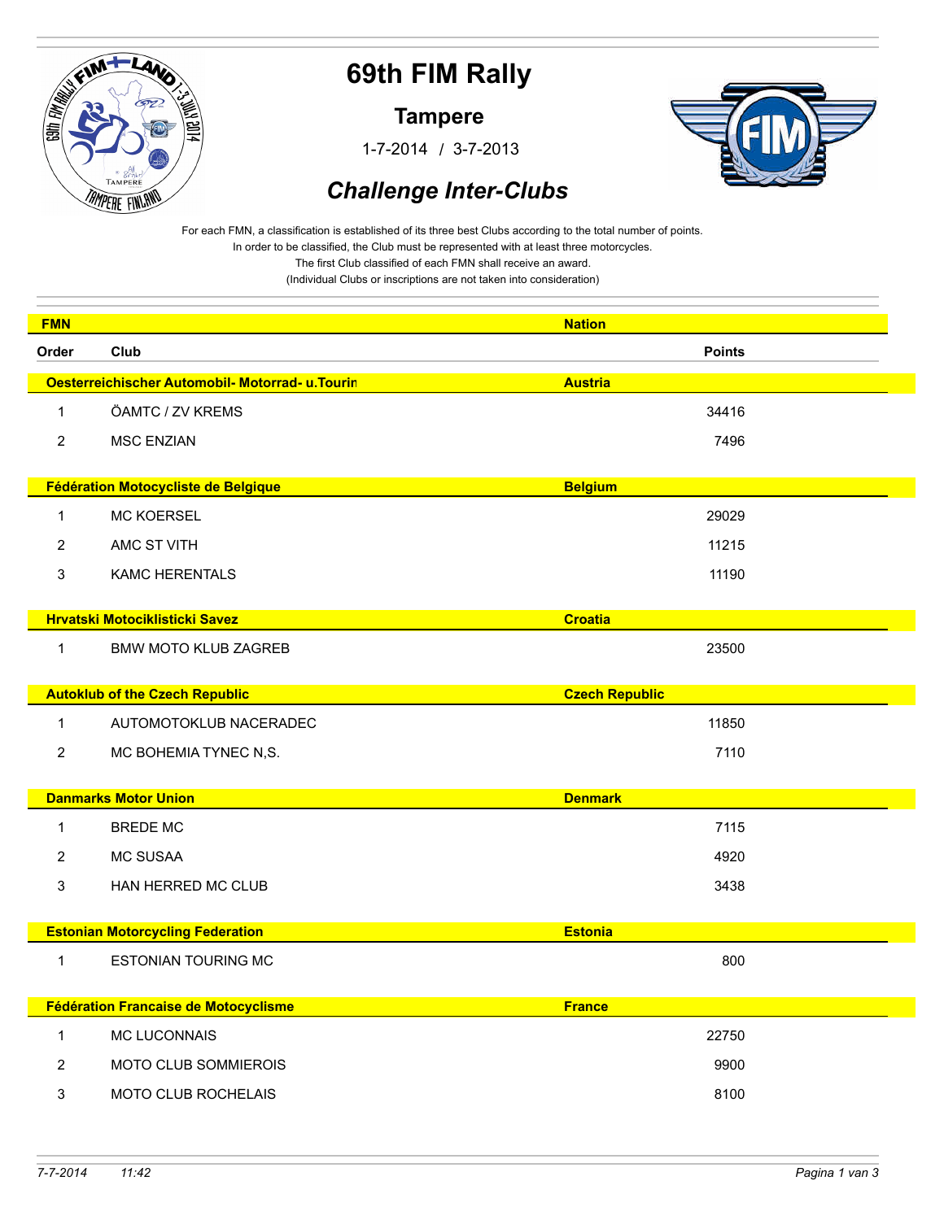# 69th FIM Rally

## Tampere

1-7-2014 / 3-7-2013

## *Challenge Inter-Clubs*

For each FMN, a classification is established of its three best Clubs according to the total number of points.
In order to be classified, the Club must be represented with at least three motorcycles.
The first Club classified of each FMN shall receive an award.
(Individual Clubs or inscriptions are not taken into consideration)

| Order | Club | Points |
|---|---|---|
| **FMN: Oesterreichischer Automobil- Motorrad- u.Tourin** | **Nation: Austria** | |
| 1 | ÖAMTC / ZV KREMS | 34416 |
| 2 | MSC ENZIAN | 7496 |
| **FMN: Fédération Motocycliste de Belgique** | **Nation: Belgium** | |
| 1 | MC KOERSEL | 29029 |
| 2 | AMC ST VITH | 11215 |
| 3 | KAMC HERENTALS | 11190 |
| **FMN: Hrvatski Motociklisticki Savez** | **Nation: Croatia** | |
| 1 | BMW MOTO KLUB ZAGREB | 23500 |
| **FMN: Autoklub of the Czech Republic** | **Nation: Czech Republic** | |
| 1 | AUTOMOTOKLUB NACERADEC | 11850 |
| 2 | MC BOHEMIA TYNEC N,S. | 7110 |
| **FMN: Danmarks Motor Union** | **Nation: Denmark** | |
| 1 | BREDE MC | 7115 |
| 2 | MC SUSAA | 4920 |
| 3 | HAN HERRED MC CLUB | 3438 |
| **FMN: Estonian Motorcycling Federation** | **Nation: Estonia** | |
| 1 | ESTONIAN TOURING MC | 800 |
| **FMN: Fédération Francaise de Motocyclisme** | **Nation: France** | |
| 1 | MC LUCONNAIS | 22750 |
| 2 | MOTO CLUB SOMMIEROIS | 9900 |
| 3 | MOTO CLUB ROCHELAIS | 8100 |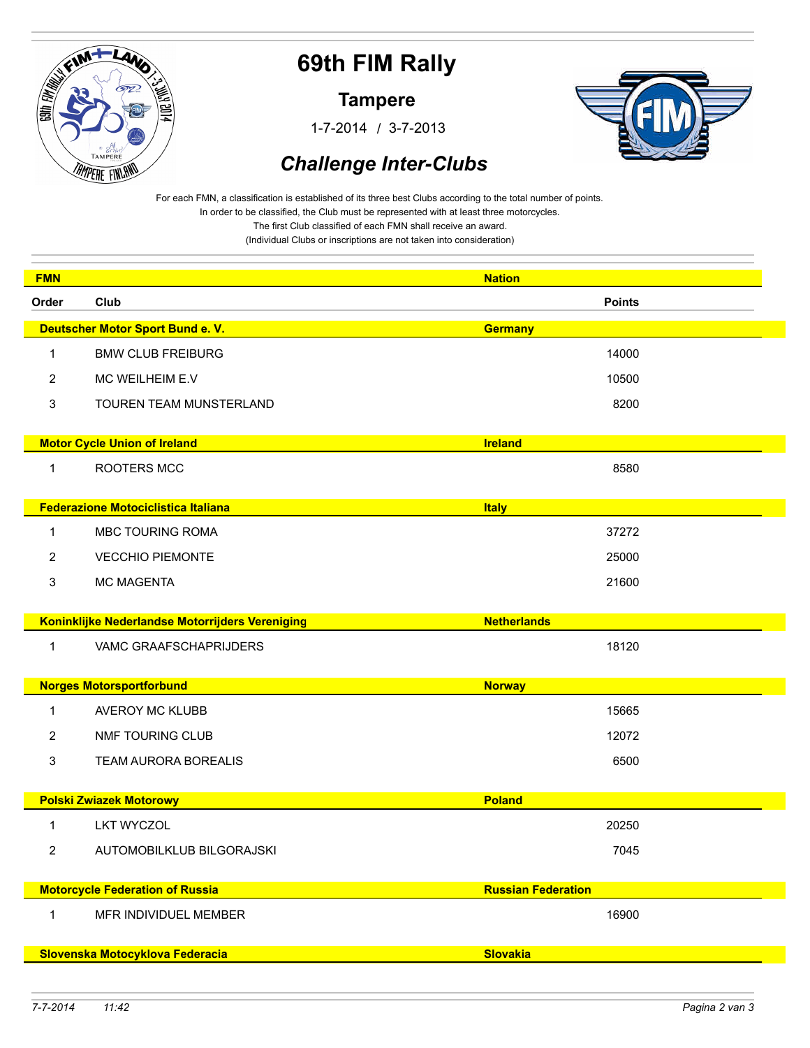# 69th FIM Rally

## Tampere

1-7-2014 / 3-7-2013

## *Challenge Inter-Clubs*

For each FMN, a classification is established of its three best Clubs according to the total number of points.
In order to be classified, the Club must be represented with at least three motorcycles.
The first Club classified of each FMN shall receive an award.
(Individual Clubs or inscriptions are not taken into consideration)

| Order | Club | Points |
|---|---|---|
| **Deutscher Motor Sport Bund e. V.** | **Germany** | |
| 1 | BMW CLUB FREIBURG | 14000 |
| 2 | MC WEILHEIM E.V | 10500 |
| 3 | TOUREN TEAM MUNSTERLAND | 8200 |
| **Motor Cycle Union of Ireland** | **Ireland** | |
| 1 | ROOTERS MCC | 8580 |
| **Federazione Motociclistica Italiana** | **Italy** | |
| 1 | MBC TOURING ROMA | 37272 |
| 2 | VECCHIO PIEMONTE | 25000 |
| 3 | MC MAGENTA | 21600 |
| **Koninklijke Nederlandse Motorrijders Vereniging** | **Netherlands** | |
| 1 | VAMC GRAAFSCHAPRIJDERS | 18120 |
| **Norges Motorsportforbund** | **Norway** | |
| 1 | AVEROY MC KLUBB | 15665 |
| 2 | NMF TOURING CLUB | 12072 |
| 3 | TEAM AURORA BOREALIS | 6500 |
| **Polski Zwiazek Motorowy** | **Poland** | |
| 1 | LKT WYCZOL | 20250 |
| 2 | AUTOMOBILKLUB BILGORAJSKI | 7045 |
| **Motorcycle Federation of Russia** | **Russian Federation** | |
| 1 | MFR INDIVIDUEL MEMBER | 16900 |
| **Slovenska Motocyklova Federacia** | **Slovakia** | |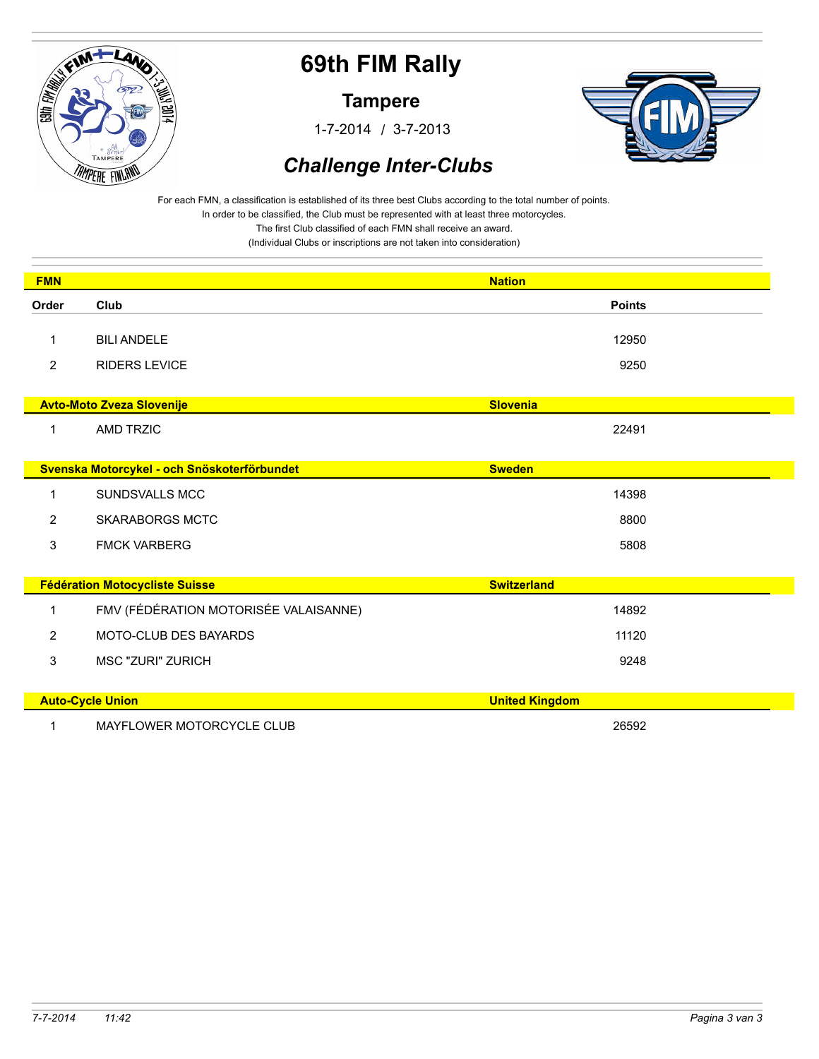# 69th FIM Rally

## Tampere

1-7-2014 / 3-7-2013

## *Challenge Inter-Clubs*

For each FMN, a classification is established of its three best Clubs according to the total number of points.
In order to be classified, the Club must be represented with at least three motorcycles.
The first Club classified of each FMN shall receive an award.
(Individual Clubs or inscriptions are not taken into consideration)

| **FMN** | | **Nation** |
|---|---|---|
| **Order** | **Club** | **Points** |
| 1 | BILI ANDELE | 12950 |
| 2 | RIDERS LEVICE | 9250 |

| **Avto-Moto Zveza Slovenije** | | **Slovenia** |
|---|---|---|
| 1 | AMD TRZIC | 22491 |

| **Svenska Motorcykel - och Snöskoterförbundet** | | **Sweden** |
|---|---|---|
| 1 | SUNDSVALLS MCC | 14398 |
| 2 | SKARABORGS MCTC | 8800 |
| 3 | FMCK VARBERG | 5808 |

| **Fédération Motocycliste Suisse** | | **Switzerland** |
|---|---|---|
| 1 | FMV (FÉDÉRATION MOTORISÉE VALAISANNE) | 14892 |
| 2 | MOTO-CLUB DES BAYARDS | 11120 |
| 3 | MSC "ZURI" ZURICH | 9248 |

| **Auto-Cycle Union** | | **United Kingdom** |
|---|---|---|
| 1 | MAYFLOWER MOTORCYCLE CLUB | 26592 |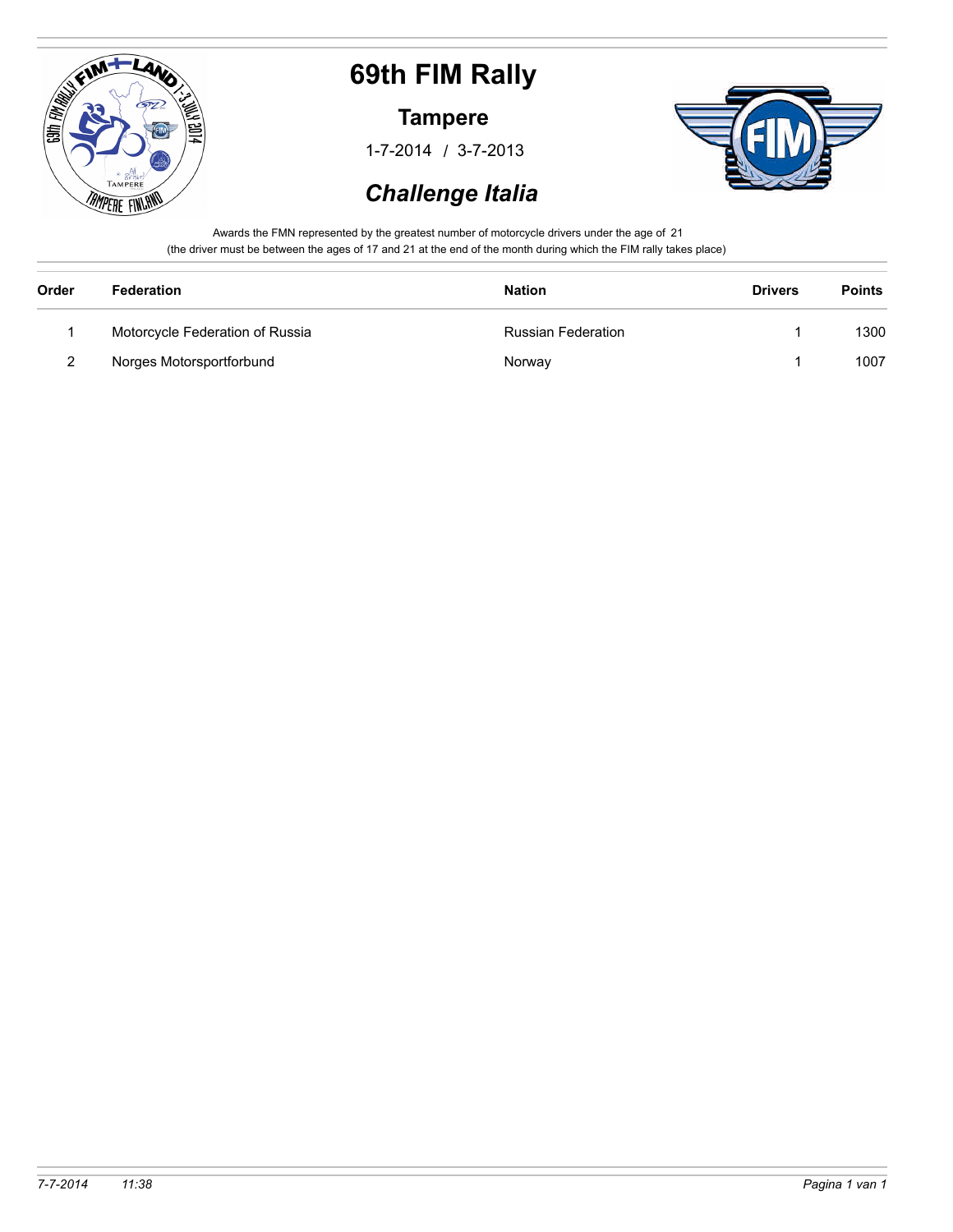# 69th FIM Rally

## Tampere

1-7-2014 / 3-7-2013

## *Challenge Italia*

Awards the FMN represented by the greatest number of motorcycle drivers under the age of 21
(the driver must be between the ages of 17 and 21 at the end of the month during which the FIM rally takes place)

| Order | Federation | Nation | Drivers | Points |
|---|---|---|---|---|
| 1 | Motorcycle Federation of Russia | Russian Federation | 1 | 1300 |
| 2 | Norges Motorsportforbund | Norway | 1 | 1007 |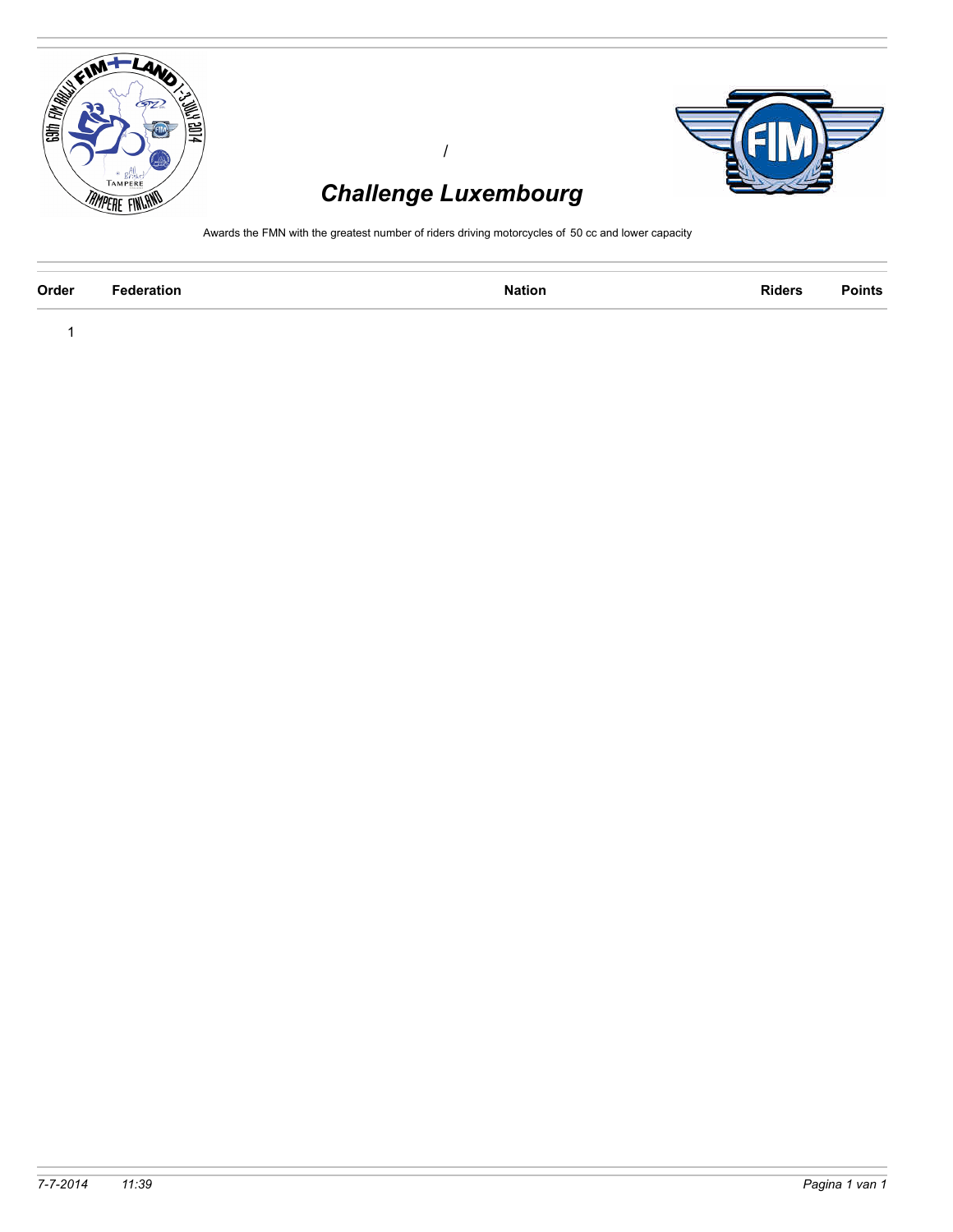/

## *Challenge Luxembourg*

Awards the FMN with the greatest number of riders driving motorcycles of 50 cc and lower capacity

| Order | Federation | Nation | Riders | Points |
|---|---|---|---|---|
| 1 | | | | |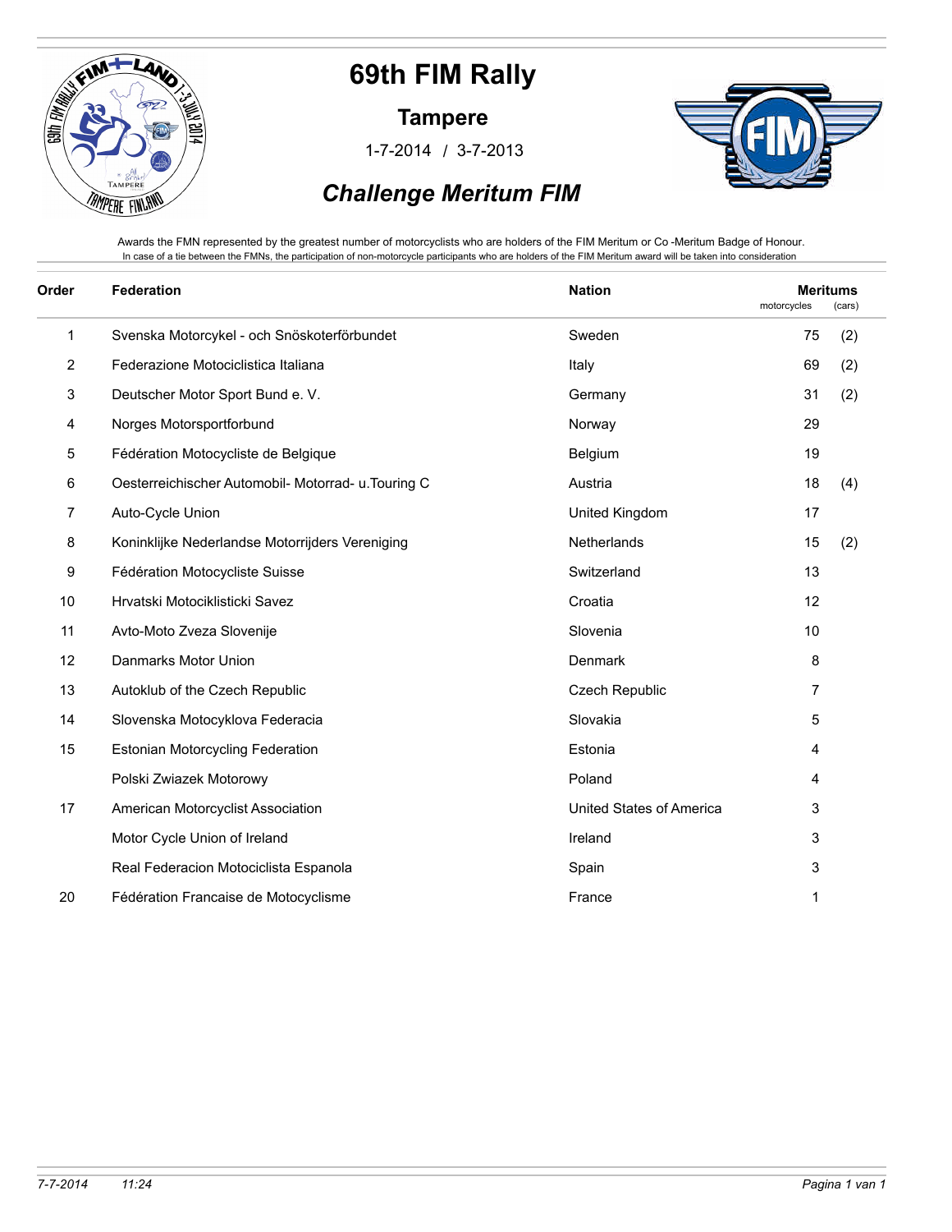# 69th FIM Rally

## Tampere

1-7-2014 / 3-7-2013

## *Challenge Meritum FIM*

Awards the FMN represented by the greatest number of motorcyclists who are holders of the FIM Meritum or Co -Meritum Badge of Honour.
In case of a tie between the FMNs, the participation of non-motorcycle participants who are holders of the FIM Meritum award will be taken into consideration

| Order | Federation | Nation | Meritums motorcycles | (cars) |
|---|---|---|---|---|
| 1 | Svenska Motorcykel - och Snöskoterförbundet | Sweden | 75 | (2) |
| 2 | Federazione Motociclistica Italiana | Italy | 69 | (2) |
| 3 | Deutscher Motor Sport Bund e. V. | Germany | 31 | (2) |
| 4 | Norges Motorsportforbund | Norway | 29 | |
| 5 | Fédération Motocycliste de Belgique | Belgium | 19 | |
| 6 | Oesterreichischer Automobil- Motorrad- u.Touring C | Austria | 18 | (4) |
| 7 | Auto-Cycle Union | United Kingdom | 17 | |
| 8 | Koninklijke Nederlandse Motorrijders Vereniging | Netherlands | 15 | (2) |
| 9 | Fédération Motocycliste Suisse | Switzerland | 13 | |
| 10 | Hrvatski Motociklisticki Savez | Croatia | 12 | |
| 11 | Avto-Moto Zveza Slovenije | Slovenia | 10 | |
| 12 | Danmarks Motor Union | Denmark | 8 | |
| 13 | Autoklub of the Czech Republic | Czech Republic | 7 | |
| 14 | Slovenska Motocyklova Federacia | Slovakia | 5 | |
| 15 | Estonian Motorcycling Federation | Estonia | 4 | |
| | Polski Zwiazek Motorowy | Poland | 4 | |
| 17 | American Motorcyclist Association | United States of America | 3 | |
| | Motor Cycle Union of Ireland | Ireland | 3 | |
| | Real Federacion Motociclista Espanola | Spain | 3 | |
| 20 | Fédération Francaise de Motocyclisme | France | 1 | |

*7-7-2014 11:24*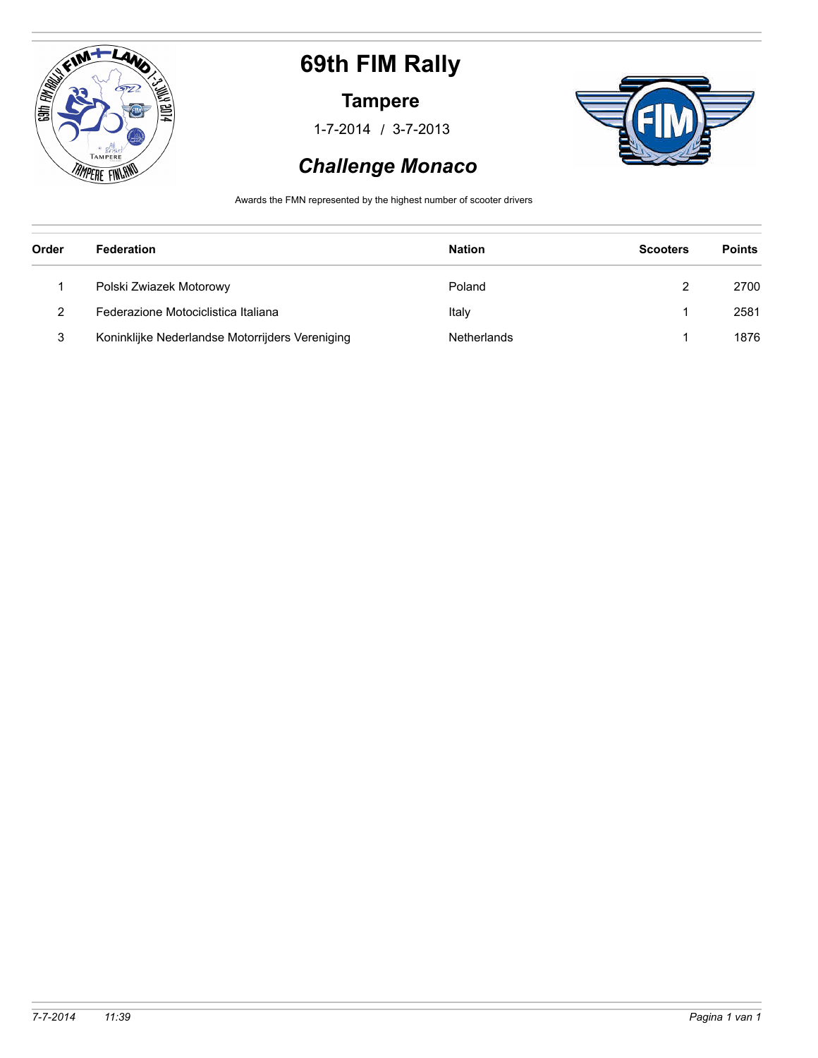# 69th FIM Rally

## Tampere

1-7-2014 / 3-7-2013

## *Challenge Monaco*

Awards the FMN represented by the highest number of scooter drivers

| Order | Federation | Nation | Scooters | Points |
|---|---|---|---|---|
| 1 | Polski Zwiazek Motorowy | Poland | 2 | 2700 |
| 2 | Federazione Motociclistica Italiana | Italy | 1 | 2581 |
| 3 | Koninklijke Nederlandse Motorrijders Vereniging | Netherlands | 1 | 1876 |

7-7-2014 11:39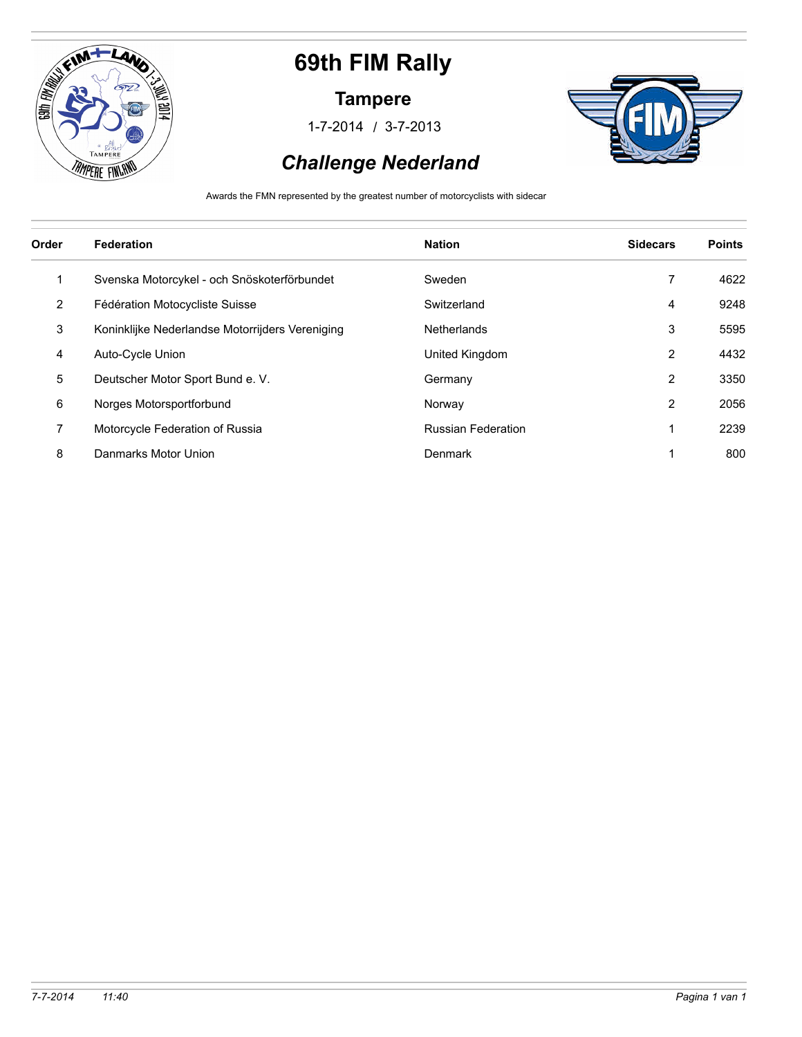# 69th FIM Rally

## Tampere

1-7-2014 / 3-7-2013

## *Challenge Nederland*

Awards the FMN represented by the greatest number of motorcyclists with sidecar

| Order | Federation | Nation | Sidecars | Points |
|---|---|---|---|---|
| 1 | Svenska Motorcykel - och Snöskoterförbundet | Sweden | 7 | 4622 |
| 2 | Fédération Motocycliste Suisse | Switzerland | 4 | 9248 |
| 3 | Koninklijke Nederlandse Motorrijders Vereniging | Netherlands | 3 | 5595 |
| 4 | Auto-Cycle Union | United Kingdom | 2 | 4432 |
| 5 | Deutscher Motor Sport Bund e. V. | Germany | 2 | 3350 |
| 6 | Norges Motorsportforbund | Norway | 2 | 2056 |
| 7 | Motorcycle Federation of Russia | Russian Federation | 1 | 2239 |
| 8 | Danmarks Motor Union | Denmark | 1 | 800 |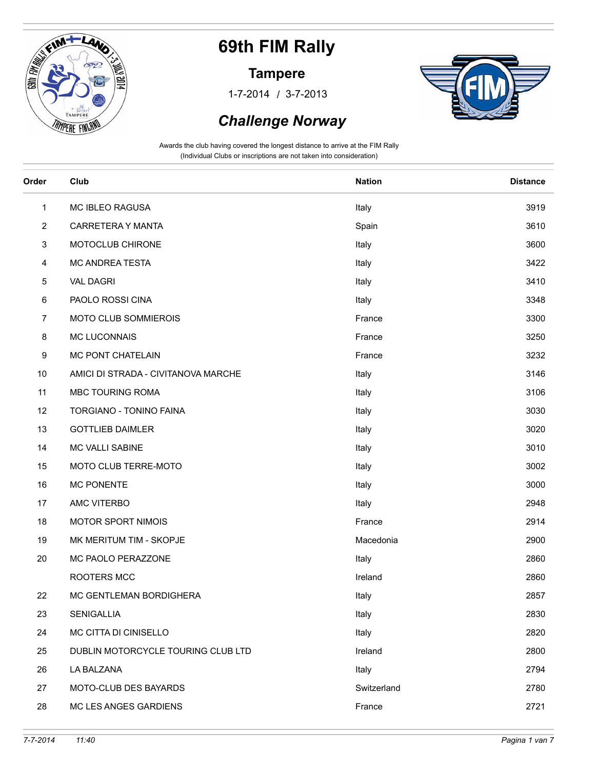# 69th FIM Rally

## Tampere

1-7-2014 / 3-7-2013

## *Challenge Norway*

Awards the club having covered the longest distance to arrive at the FIM Rally
(Individual Clubs or inscriptions are not taken into consideration)

| Order | Club | Nation | Distance |
|---|---|---|---|
| 1 | MC IBLEO RAGUSA | Italy | 3919 |
| 2 | CARRETERA Y MANTA | Spain | 3610 |
| 3 | MOTOCLUB CHIRONE | Italy | 3600 |
| 4 | MC ANDREA TESTA | Italy | 3422 |
| 5 | VAL DAGRI | Italy | 3410 |
| 6 | PAOLO ROSSI CINA | Italy | 3348 |
| 7 | MOTO CLUB SOMMIEROIS | France | 3300 |
| 8 | MC LUCONNAIS | France | 3250 |
| 9 | MC PONT CHATELAIN | France | 3232 |
| 10 | AMICI DI STRADA - CIVITANOVA MARCHE | Italy | 3146 |
| 11 | MBC TOURING ROMA | Italy | 3106 |
| 12 | TORGIANO - TONINO FAINA | Italy | 3030 |
| 13 | GOTTLIEB DAIMLER | Italy | 3020 |
| 14 | MC VALLI SABINE | Italy | 3010 |
| 15 | MOTO CLUB TERRE-MOTO | Italy | 3002 |
| 16 | MC PONENTE | Italy | 3000 |
| 17 | AMC VITERBO | Italy | 2948 |
| 18 | MOTOR SPORT NIMOIS | France | 2914 |
| 19 | MK MERITUM TIM - SKOPJE | Macedonia | 2900 |
| 20 | MC PAOLO PERAZZONE | Italy | 2860 |
| | ROOTERS MCC | Ireland | 2860 |
| 22 | MC GENTLEMAN BORDIGHERA | Italy | 2857 |
| 23 | SENIGALLIA | Italy | 2830 |
| 24 | MC CITTA DI CINISELLO | Italy | 2820 |
| 25 | DUBLIN MOTORCYCLE TOURING CLUB LTD | Ireland | 2800 |
| 26 | LA BALZANA | Italy | 2794 |
| 27 | MOTO-CLUB DES BAYARDS | Switzerland | 2780 |
| 28 | MC LES ANGES GARDIENS | France | 2721 |

*7-7-2014 11:40*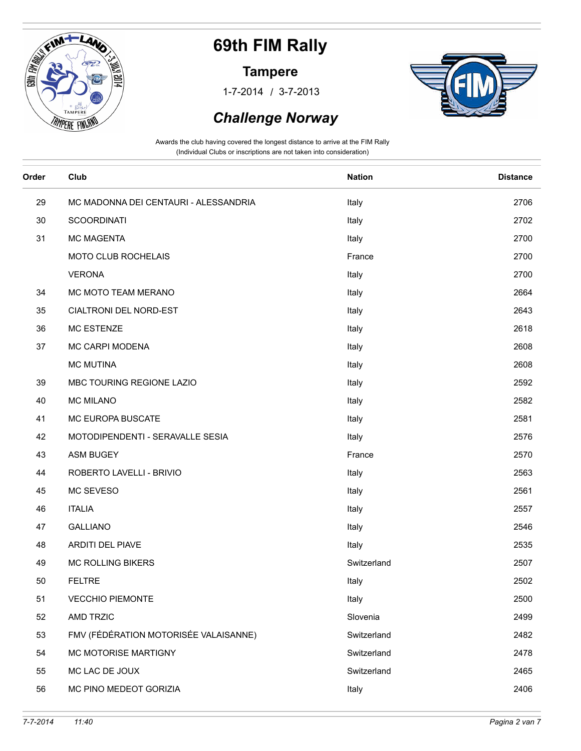# 69th FIM Rally

## Tampere

1-7-2014 / 3-7-2013

## *Challenge Norway*

Awards the club having covered the longest distance to arrive at the FIM Rally
(Individual Clubs or inscriptions are not taken into consideration)

| Order | Club | Nation | Distance |
|---|---|---|---|
| 29 | MC MADONNA DEI CENTAURI - ALESSANDRIA | Italy | 2706 |
| 30 | SCOORDINATI | Italy | 2702 |
| 31 | MC MAGENTA | Italy | 2700 |
| | MOTO CLUB ROCHELAIS | France | 2700 |
| | VERONA | Italy | 2700 |
| 34 | MC MOTO TEAM MERANO | Italy | 2664 |
| 35 | CIALTRONI DEL NORD-EST | Italy | 2643 |
| 36 | MC ESTENZE | Italy | 2618 |
| 37 | MC CARPI MODENA | Italy | 2608 |
| | MC MUTINA | Italy | 2608 |
| 39 | MBC TOURING REGIONE LAZIO | Italy | 2592 |
| 40 | MC MILANO | Italy | 2582 |
| 41 | MC EUROPA BUSCATE | Italy | 2581 |
| 42 | MOTODIPENDENTI - SERAVALLE SESIA | Italy | 2576 |
| 43 | ASM BUGEY | France | 2570 |
| 44 | ROBERTO LAVELLI - BRIVIO | Italy | 2563 |
| 45 | MC SEVESO | Italy | 2561 |
| 46 | ITALIA | Italy | 2557 |
| 47 | GALLIANO | Italy | 2546 |
| 48 | ARDITI DEL PIAVE | Italy | 2535 |
| 49 | MC ROLLING BIKERS | Switzerland | 2507 |
| 50 | FELTRE | Italy | 2502 |
| 51 | VECCHIO PIEMONTE | Italy | 2500 |
| 52 | AMD TRZIC | Slovenia | 2499 |
| 53 | FMV (FÉDÉRATION MOTORISÉE VALAISANNE) | Switzerland | 2482 |
| 54 | MC MOTORISE MARTIGNY | Switzerland | 2478 |
| 55 | MC LAC DE JOUX | Switzerland | 2465 |
| 56 | MC PINO MEDEOT GORIZIA | Italy | 2406 |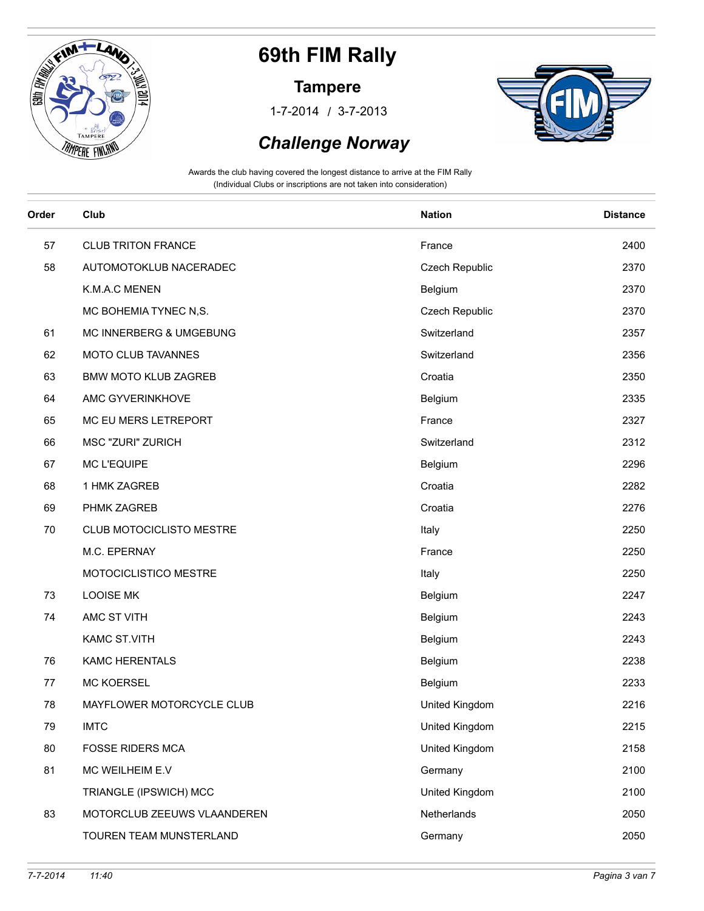# 69th FIM Rally

## Tampere

1-7-2014 / 3-7-2013

## *Challenge Norway*

Awards the club having covered the longest distance to arrive at the FIM Rally
(Individual Clubs or inscriptions are not taken into consideration)

| Order | Club | Nation | Distance |
|---|---|---|---|
| 57 | CLUB TRITON FRANCE | France | 2400 |
| 58 | AUTOMOTOKLUB NACERADEC | Czech Republic | 2370 |
| | K.M.A.C MENEN | Belgium | 2370 |
| | MC BOHEMIA TYNEC N,S. | Czech Republic | 2370 |
| 61 | MC INNERBERG & UMGEBUNG | Switzerland | 2357 |
| 62 | MOTO CLUB TAVANNES | Switzerland | 2356 |
| 63 | BMW MOTO KLUB ZAGREB | Croatia | 2350 |
| 64 | AMC GYVERINKHOVE | Belgium | 2335 |
| 65 | MC EU MERS LETREPORT | France | 2327 |
| 66 | MSC "ZURI" ZURICH | Switzerland | 2312 |
| 67 | MC L'EQUIPE | Belgium | 2296 |
| 68 | 1 HMK ZAGREB | Croatia | 2282 |
| 69 | PHMK ZAGREB | Croatia | 2276 |
| 70 | CLUB MOTOCICLISTO MESTRE | Italy | 2250 |
| | M.C. EPERNAY | France | 2250 |
| | MOTOCICLISTICO MESTRE | Italy | 2250 |
| 73 | LOOISE MK | Belgium | 2247 |
| 74 | AMC ST VITH | Belgium | 2243 |
| | KAMC ST.VITH | Belgium | 2243 |
| 76 | KAMC HERENTALS | Belgium | 2238 |
| 77 | MC KOERSEL | Belgium | 2233 |
| 78 | MAYFLOWER MOTORCYCLE CLUB | United Kingdom | 2216 |
| 79 | IMTC | United Kingdom | 2215 |
| 80 | FOSSE RIDERS MCA | United Kingdom | 2158 |
| 81 | MC WEILHEIM E.V | Germany | 2100 |
| | TRIANGLE (IPSWICH) MCC | United Kingdom | 2100 |
| 83 | MOTORCLUB ZEEUWS VLAANDEREN | Netherlands | 2050 |
| | TOUREN TEAM MUNSTERLAND | Germany | 2050 |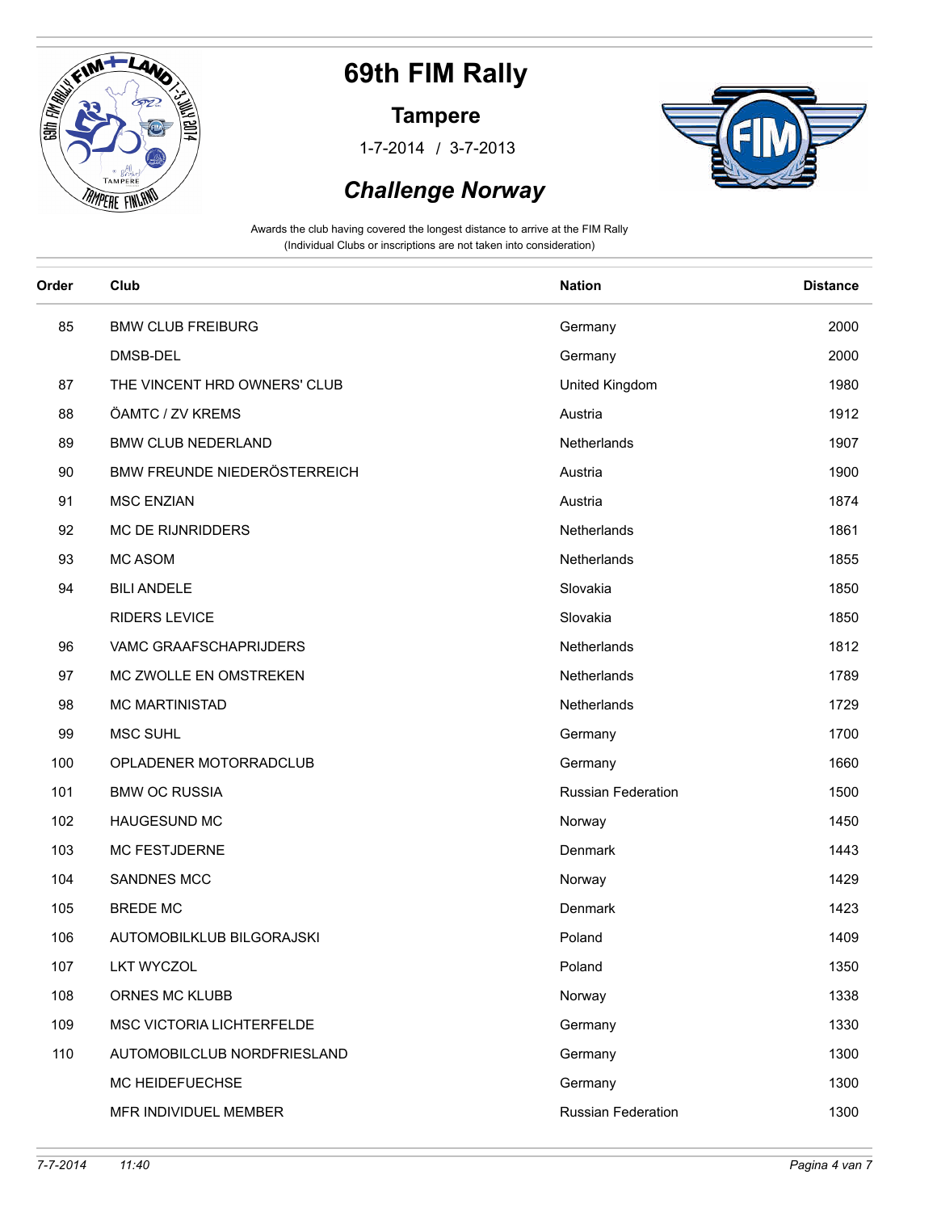# 69th FIM Rally

## Tampere

1-7-2014 / 3-7-2013

## *Challenge Norway*

Awards the club having covered the longest distance to arrive at the FIM Rally
(Individual Clubs or inscriptions are not taken into consideration)

| Order | Club | Nation | Distance |
|---|---|---|---|
| 85 | BMW CLUB FREIBURG | Germany | 2000 |
| | DMSB-DEL | Germany | 2000 |
| 87 | THE VINCENT HRD OWNERS' CLUB | United Kingdom | 1980 |
| 88 | ÖAMTC / ZV KREMS | Austria | 1912 |
| 89 | BMW CLUB NEDERLAND | Netherlands | 1907 |
| 90 | BMW FREUNDE NIEDERÖSTERREICH | Austria | 1900 |
| 91 | MSC ENZIAN | Austria | 1874 |
| 92 | MC DE RIJNRIDDERS | Netherlands | 1861 |
| 93 | MC ASOM | Netherlands | 1855 |
| 94 | BILI ANDELE | Slovakia | 1850 |
| | RIDERS LEVICE | Slovakia | 1850 |
| 96 | VAMC GRAAFSCHAPRIJDERS | Netherlands | 1812 |
| 97 | MC ZWOLLE EN OMSTREKEN | Netherlands | 1789 |
| 98 | MC MARTINISTAD | Netherlands | 1729 |
| 99 | MSC SUHL | Germany | 1700 |
| 100 | OPLADENER MOTORRADCLUB | Germany | 1660 |
| 101 | BMW OC RUSSIA | Russian Federation | 1500 |
| 102 | HAUGESUND MC | Norway | 1450 |
| 103 | MC FESTJDERNE | Denmark | 1443 |
| 104 | SANDNES MCC | Norway | 1429 |
| 105 | BREDE MC | Denmark | 1423 |
| 106 | AUTOMOBILKLUB BILGORAJSKI | Poland | 1409 |
| 107 | LKT WYCZOL | Poland | 1350 |
| 108 | ORNES MC KLUBB | Norway | 1338 |
| 109 | MSC VICTORIA LICHTERFELDE | Germany | 1330 |
| 110 | AUTOMOBILCLUB NORDFRIESLAND | Germany | 1300 |
| | MC HEIDEFUECHSE | Germany | 1300 |
| | MFR INDIVIDUEL MEMBER | Russian Federation | 1300 |

7-7-2014 11:40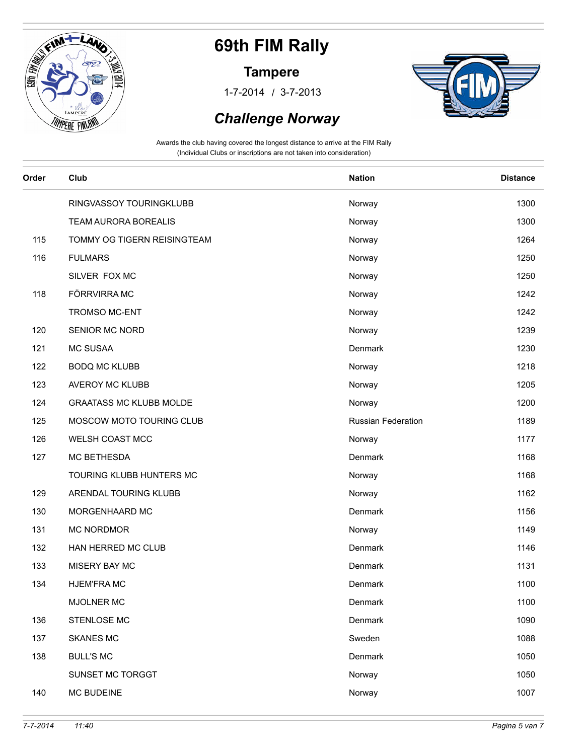# 69th FIM Rally

## Tampere

1-7-2014 / 3-7-2013

## *Challenge Norway*

Awards the club having covered the longest distance to arrive at the FIM Rally
(Individual Clubs or inscriptions are not taken into consideration)

| Order | Club | Nation | Distance |
|---|---|---|---|
| | RINGVASSOY TOURINGKLUBB | Norway | 1300 |
| | TEAM AURORA BOREALIS | Norway | 1300 |
| 115 | TOMMY OG TIGERN REISINGTEAM | Norway | 1264 |
| 116 | FULMARS | Norway | 1250 |
| | SILVER FOX MC | Norway | 1250 |
| 118 | FÖRRVIRRA MC | Norway | 1242 |
| | TROMSO MC-ENT | Norway | 1242 |
| 120 | SENIOR MC NORD | Norway | 1239 |
| 121 | MC SUSAA | Denmark | 1230 |
| 122 | BODQ MC KLUBB | Norway | 1218 |
| 123 | AVEROY MC KLUBB | Norway | 1205 |
| 124 | GRAATASS MC KLUBB MOLDE | Norway | 1200 |
| 125 | MOSCOW MOTO TOURING CLUB | Russian Federation | 1189 |
| 126 | WELSH COAST MCC | Norway | 1177 |
| 127 | MC BETHESDA | Denmark | 1168 |
| | TOURING KLUBB HUNTERS MC | Norway | 1168 |
| 129 | ARENDAL TOURING KLUBB | Norway | 1162 |
| 130 | MORGENHAARD MC | Denmark | 1156 |
| 131 | MC NORDMOR | Norway | 1149 |
| 132 | HAN HERRED MC CLUB | Denmark | 1146 |
| 133 | MISERY BAY MC | Denmark | 1131 |
| 134 | HJEM'FRA MC | Denmark | 1100 |
| | MJOLNER MC | Denmark | 1100 |
| 136 | STENLOSE MC | Denmark | 1090 |
| 137 | SKANES MC | Sweden | 1088 |
| 138 | BULL'S MC | Denmark | 1050 |
| | SUNSET MC TORGGT | Norway | 1050 |
| 140 | MC BUDEINE | Norway | 1007 |

*7-7-2014 11:40*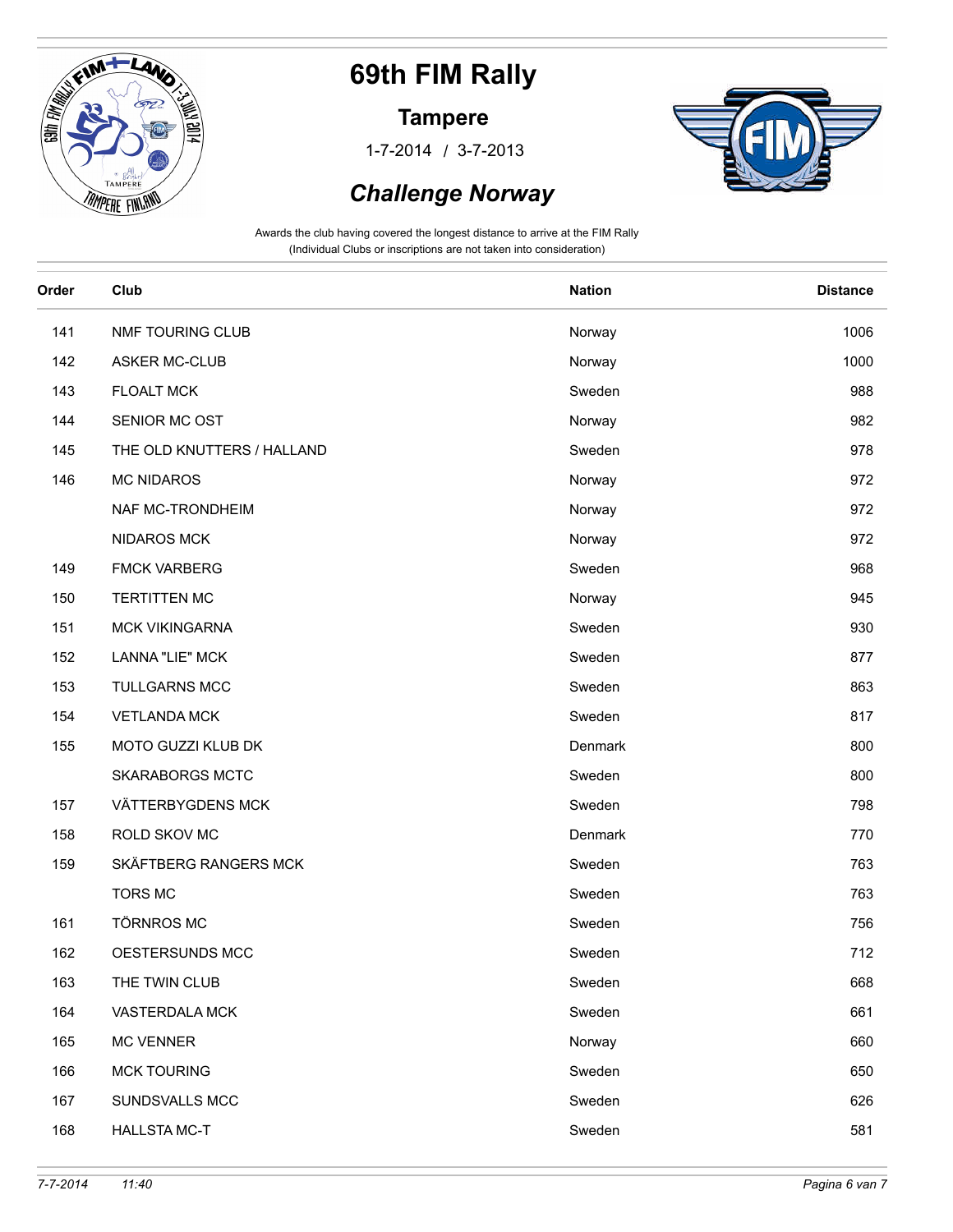# 69th FIM Rally

## Tampere

1-7-2014 / 3-7-2013

## *Challenge Norway*

Awards the club having covered the longest distance to arrive at the FIM Rally
(Individual Clubs or inscriptions are not taken into consideration)

| Order | Club | Nation | Distance |
|---|---|---|---|
| 141 | NMF TOURING CLUB | Norway | 1006 |
| 142 | ASKER MC-CLUB | Norway | 1000 |
| 143 | FLOALT MCK | Sweden | 988 |
| 144 | SENIOR MC OST | Norway | 982 |
| 145 | THE OLD KNUTTERS / HALLAND | Sweden | 978 |
| 146 | MC NIDAROS | Norway | 972 |
| | NAF MC-TRONDHEIM | Norway | 972 |
| | NIDAROS MCK | Norway | 972 |
| 149 | FMCK VARBERG | Sweden | 968 |
| 150 | TERTITTEN MC | Norway | 945 |
| 151 | MCK VIKINGARNA | Sweden | 930 |
| 152 | LANNA "LIE" MCK | Sweden | 877 |
| 153 | TULLGARNS MCC | Sweden | 863 |
| 154 | VETLANDA MCK | Sweden | 817 |
| 155 | MOTO GUZZI KLUB DK | Denmark | 800 |
| | SKARABORGS MCTC | Sweden | 800 |
| 157 | VÄTTERBYGDENS MCK | Sweden | 798 |
| 158 | ROLD SKOV MC | Denmark | 770 |
| 159 | SKÄFTBERG RANGERS MCK | Sweden | 763 |
| | TORS MC | Sweden | 763 |
| 161 | TÖRNROS MC | Sweden | 756 |
| 162 | OESTERSUNDS MCC | Sweden | 712 |
| 163 | THE TWIN CLUB | Sweden | 668 |
| 164 | VASTERDALA MCK | Sweden | 661 |
| 165 | MC VENNER | Norway | 660 |
| 166 | MCK TOURING | Sweden | 650 |
| 167 | SUNDSVALLS MCC | Sweden | 626 |
| 168 | HALLSTA MC-T | Sweden | 581 |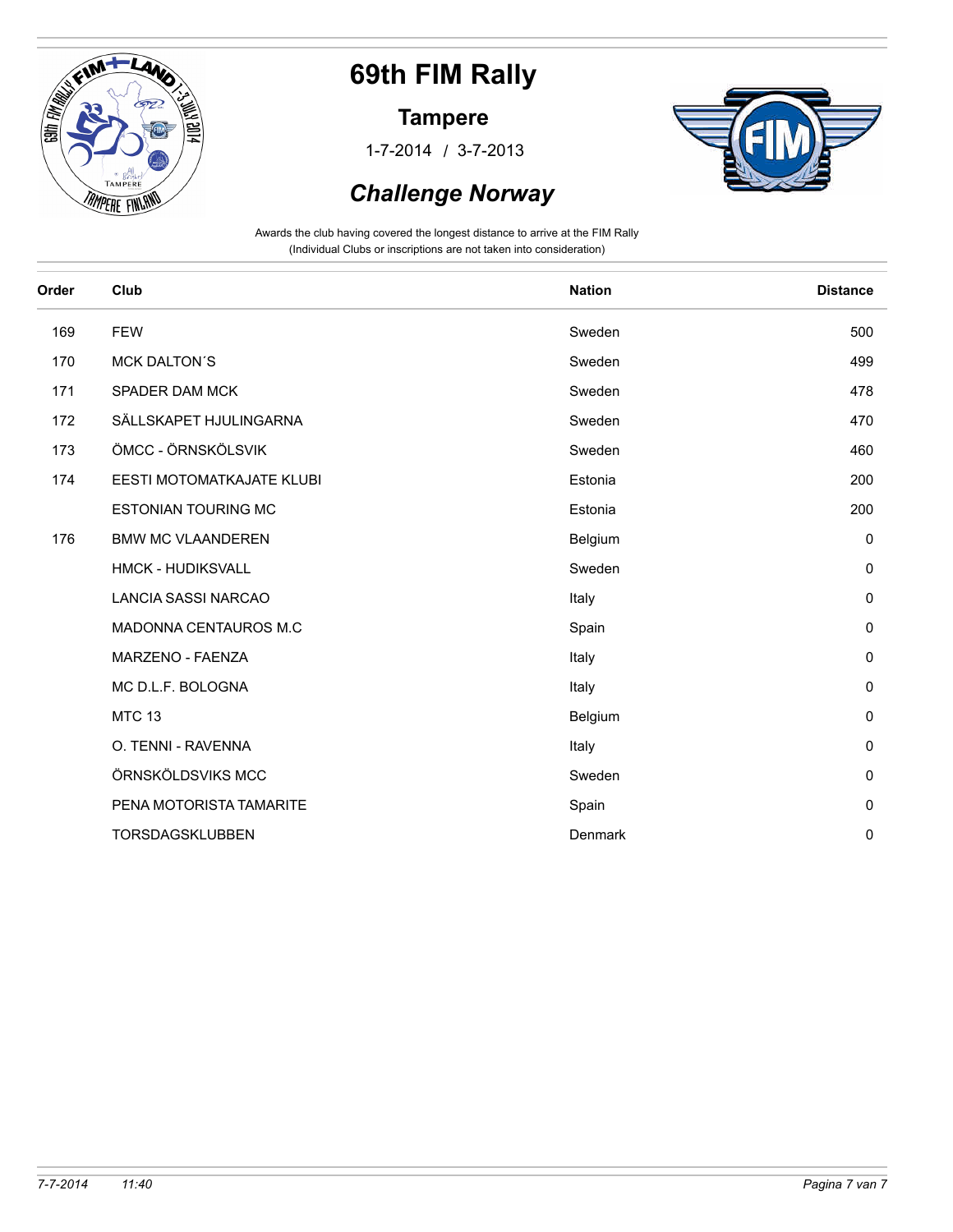# 69th FIM Rally

## Tampere

1-7-2014 / 3-7-2013

## *Challenge Norway*

Awards the club having covered the longest distance to arrive at the FIM Rally
(Individual Clubs or inscriptions are not taken into consideration)

| Order | Club | Nation | Distance |
|---|---|---|---|
| 169 | FEW | Sweden | 500 |
| 170 | MCK DALTON´S | Sweden | 499 |
| 171 | SPADER DAM MCK | Sweden | 478 |
| 172 | SÄLLSKAPET HJULINGARNA | Sweden | 470 |
| 173 | ÖMCC - ÖRNSKÖLSVIK | Sweden | 460 |
| 174 | EESTI MOTOMATKAJATE KLUBI | Estonia | 200 |
| | ESTONIAN TOURING MC | Estonia | 200 |
| 176 | BMW MC VLAANDEREN | Belgium | 0 |
| | HMCK - HUDIKSVALL | Sweden | 0 |
| | LANCIA SASSI NARCAO | Italy | 0 |
| | MADONNA CENTAUROS M.C | Spain | 0 |
| | MARZENO - FAENZA | Italy | 0 |
| | MC D.L.F. BOLOGNA | Italy | 0 |
| | MTC 13 | Belgium | 0 |
| | O. TENNI - RAVENNA | Italy | 0 |
| | ÖRNSKÖLDSVIKS MCC | Sweden | 0 |
| | PENA MOTORISTA TAMARITE | Spain | 0 |
| | TORSDAGSKLUBBEN | Denmark | 0 |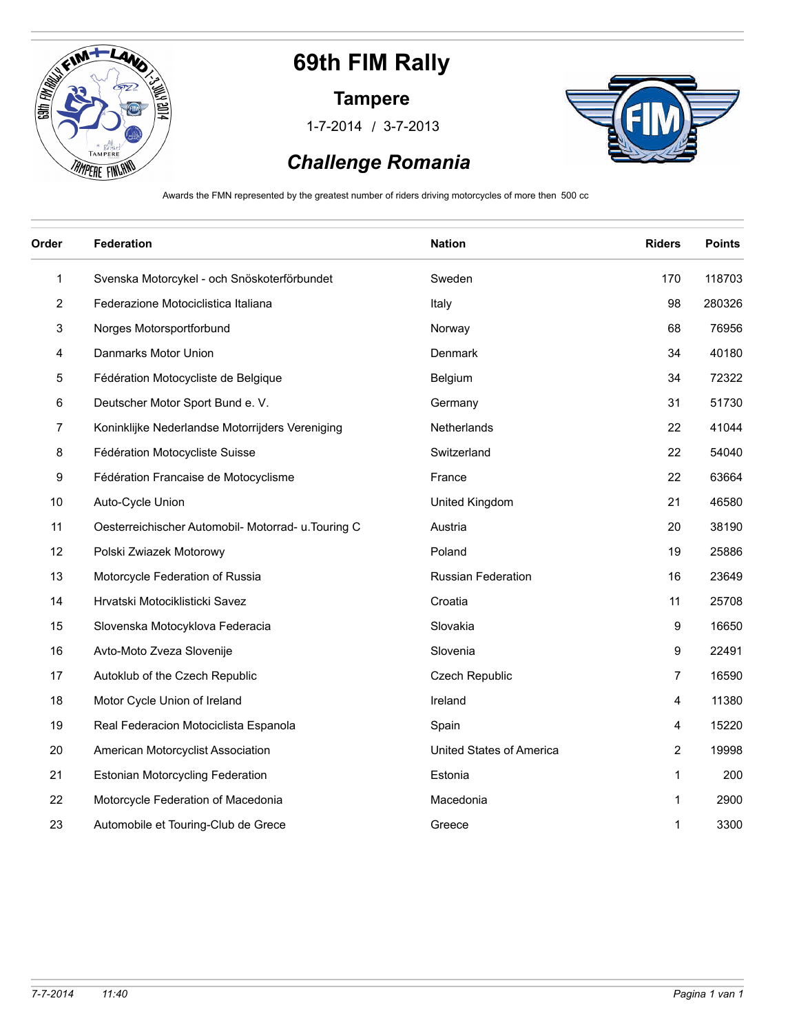# 69th FIM Rally

## Tampere

1-7-2014 / 3-7-2013

## *Challenge Romania*

Awards the FMN represented by the greatest number of riders driving motorcycles of more then 500 cc

| Order | Federation | Nation | Riders | Points |
|---|---|---|---|---|
| 1 | Svenska Motorcykel - och Snöskoterförbundet | Sweden | 170 | 118703 |
| 2 | Federazione Motociclistica Italiana | Italy | 98 | 280326 |
| 3 | Norges Motorsportforbund | Norway | 68 | 76956 |
| 4 | Danmarks Motor Union | Denmark | 34 | 40180 |
| 5 | Fédération Motocycliste de Belgique | Belgium | 34 | 72322 |
| 6 | Deutscher Motor Sport Bund e. V. | Germany | 31 | 51730 |
| 7 | Koninklijke Nederlandse Motorrijders Vereniging | Netherlands | 22 | 41044 |
| 8 | Fédération Motocycliste Suisse | Switzerland | 22 | 54040 |
| 9 | Fédération Francaise de Motocyclisme | France | 22 | 63664 |
| 10 | Auto-Cycle Union | United Kingdom | 21 | 46580 |
| 11 | Oesterreichischer Automobil- Motorrad- u.Touring C | Austria | 20 | 38190 |
| 12 | Polski Zwiazek Motorowy | Poland | 19 | 25886 |
| 13 | Motorcycle Federation of Russia | Russian Federation | 16 | 23649 |
| 14 | Hrvatski Motociklisticki Savez | Croatia | 11 | 25708 |
| 15 | Slovenska Motocyklova Federacia | Slovakia | 9 | 16650 |
| 16 | Avto-Moto Zveza Slovenije | Slovenia | 9 | 22491 |
| 17 | Autoklub of the Czech Republic | Czech Republic | 7 | 16590 |
| 18 | Motor Cycle Union of Ireland | Ireland | 4 | 11380 |
| 19 | Real Federacion Motociclista Espanola | Spain | 4 | 15220 |
| 20 | American Motorcyclist Association | United States of America | 2 | 19998 |
| 21 | Estonian Motorcycling Federation | Estonia | 1 | 200 |
| 22 | Motorcycle Federation of Macedonia | Macedonia | 1 | 2900 |
| 23 | Automobile et Touring-Club de Grece | Greece | 1 | 3300 |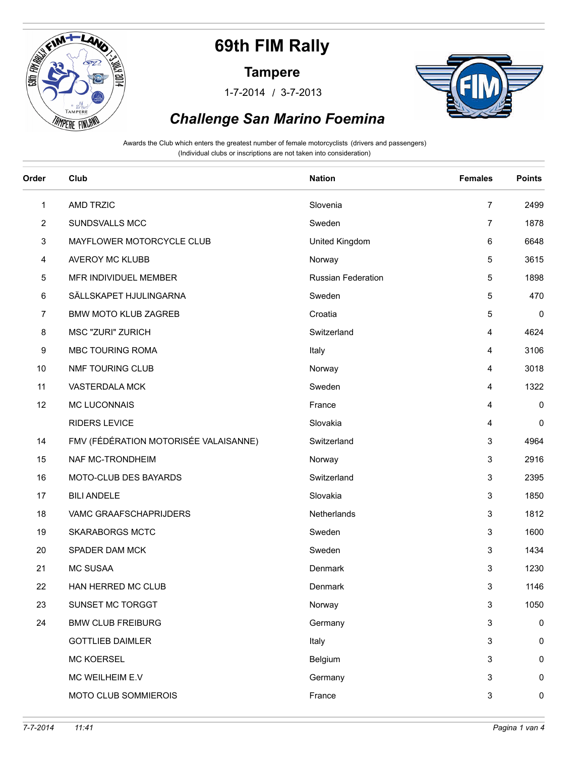# 69th FIM Rally

## Tampere

1-7-2014 / 3-7-2013

## *Challenge San Marino Foemina*

Awards the Club which enters the greatest number of female motorcyclists (drivers and passengers)
(Individual clubs or inscriptions are not taken into consideration)

| Order | Club | Nation | Females | Points |
|---|---|---|---|---|
| 1 | AMD TRZIC | Slovenia | 7 | 2499 |
| 2 | SUNDSVALLS MCC | Sweden | 7 | 1878 |
| 3 | MAYFLOWER MOTORCYCLE CLUB | United Kingdom | 6 | 6648 |
| 4 | AVEROY MC KLUBB | Norway | 5 | 3615 |
| 5 | MFR INDIVIDUEL MEMBER | Russian Federation | 5 | 1898 |
| 6 | SÄLLSKAPET HJULINGARNA | Sweden | 5 | 470 |
| 7 | BMW MOTO KLUB ZAGREB | Croatia | 5 | 0 |
| 8 | MSC "ZURI" ZURICH | Switzerland | 4 | 4624 |
| 9 | MBC TOURING ROMA | Italy | 4 | 3106 |
| 10 | NMF TOURING CLUB | Norway | 4 | 3018 |
| 11 | VASTERDALA MCK | Sweden | 4 | 1322 |
| 12 | MC LUCONNAIS | France | 4 | 0 |
| | RIDERS LEVICE | Slovakia | 4 | 0 |
| 14 | FMV (FÉDÉRATION MOTORISÉE VALAISANNE) | Switzerland | 3 | 4964 |
| 15 | NAF MC-TRONDHEIM | Norway | 3 | 2916 |
| 16 | MOTO-CLUB DES BAYARDS | Switzerland | 3 | 2395 |
| 17 | BILI ANDELE | Slovakia | 3 | 1850 |
| 18 | VAMC GRAAFSCHAPRIJDERS | Netherlands | 3 | 1812 |
| 19 | SKARABORGS MCTC | Sweden | 3 | 1600 |
| 20 | SPADER DAM MCK | Sweden | 3 | 1434 |
| 21 | MC SUSAA | Denmark | 3 | 1230 |
| 22 | HAN HERRED MC CLUB | Denmark | 3 | 1146 |
| 23 | SUNSET MC TORGGT | Norway | 3 | 1050 |
| 24 | BMW CLUB FREIBURG | Germany | 3 | 0 |
| | GOTTLIEB DAIMLER | Italy | 3 | 0 |
| | MC KOERSEL | Belgium | 3 | 0 |
| | MC WEILHEIM E.V | Germany | 3 | 0 |
| | MOTO CLUB SOMMIEROIS | France | 3 | 0 |

*7-7-2014 11:41*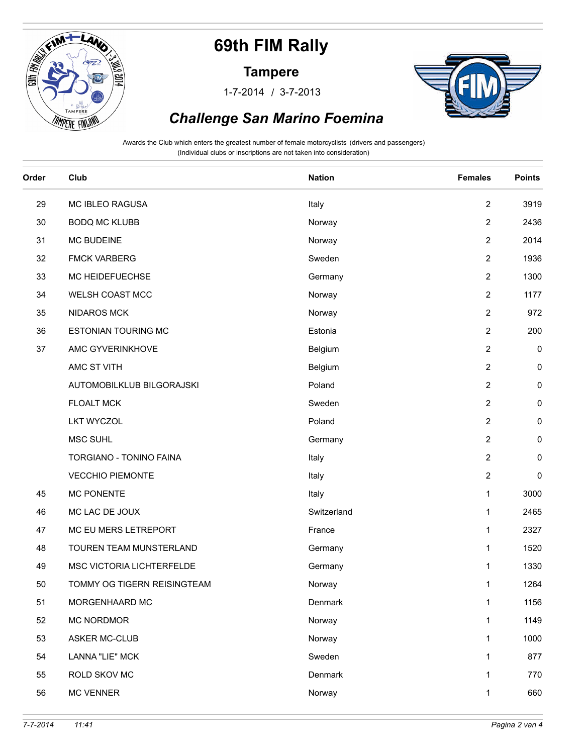# 69th FIM Rally

## Tampere

1-7-2014 / 3-7-2013

## *Challenge San Marino Foemina*

Awards the Club which enters the greatest number of female motorcyclists (drivers and passengers)
(Individual clubs or inscriptions are not taken into consideration)

| Order | Club | Nation | Females | Points |
|---|---|---|---|---|
| 29 | MC IBLEO RAGUSA | Italy | 2 | 3919 |
| 30 | BODQ MC KLUBB | Norway | 2 | 2436 |
| 31 | MC BUDEINE | Norway | 2 | 2014 |
| 32 | FMCK VARBERG | Sweden | 2 | 1936 |
| 33 | MC HEIDEFUECHSE | Germany | 2 | 1300 |
| 34 | WELSH COAST MCC | Norway | 2 | 1177 |
| 35 | NIDAROS MCK | Norway | 2 | 972 |
| 36 | ESTONIAN TOURING MC | Estonia | 2 | 200 |
| 37 | AMC GYVERINKHOVE | Belgium | 2 | 0 |
| | AMC ST VITH | Belgium | 2 | 0 |
| | AUTOMOBILKLUB BILGORAJSKI | Poland | 2 | 0 |
| | FLOALT MCK | Sweden | 2 | 0 |
| | LKT WYCZOL | Poland | 2 | 0 |
| | MSC SUHL | Germany | 2 | 0 |
| | TORGIANO - TONINO FAINA | Italy | 2 | 0 |
| | VECCHIO PIEMONTE | Italy | 2 | 0 |
| 45 | MC PONENTE | Italy | 1 | 3000 |
| 46 | MC LAC DE JOUX | Switzerland | 1 | 2465 |
| 47 | MC EU MERS LETREPORT | France | 1 | 2327 |
| 48 | TOUREN TEAM MUNSTERLAND | Germany | 1 | 1520 |
| 49 | MSC VICTORIA LICHTERFELDE | Germany | 1 | 1330 |
| 50 | TOMMY OG TIGERN REISINGTEAM | Norway | 1 | 1264 |
| 51 | MORGENHAARD MC | Denmark | 1 | 1156 |
| 52 | MC NORDMOR | Norway | 1 | 1149 |
| 53 | ASKER MC-CLUB | Norway | 1 | 1000 |
| 54 | LANNA "LIE" MCK | Sweden | 1 | 877 |
| 55 | ROLD SKOV MC | Denmark | 1 | 770 |
| 56 | MC VENNER | Norway | 1 | 660 |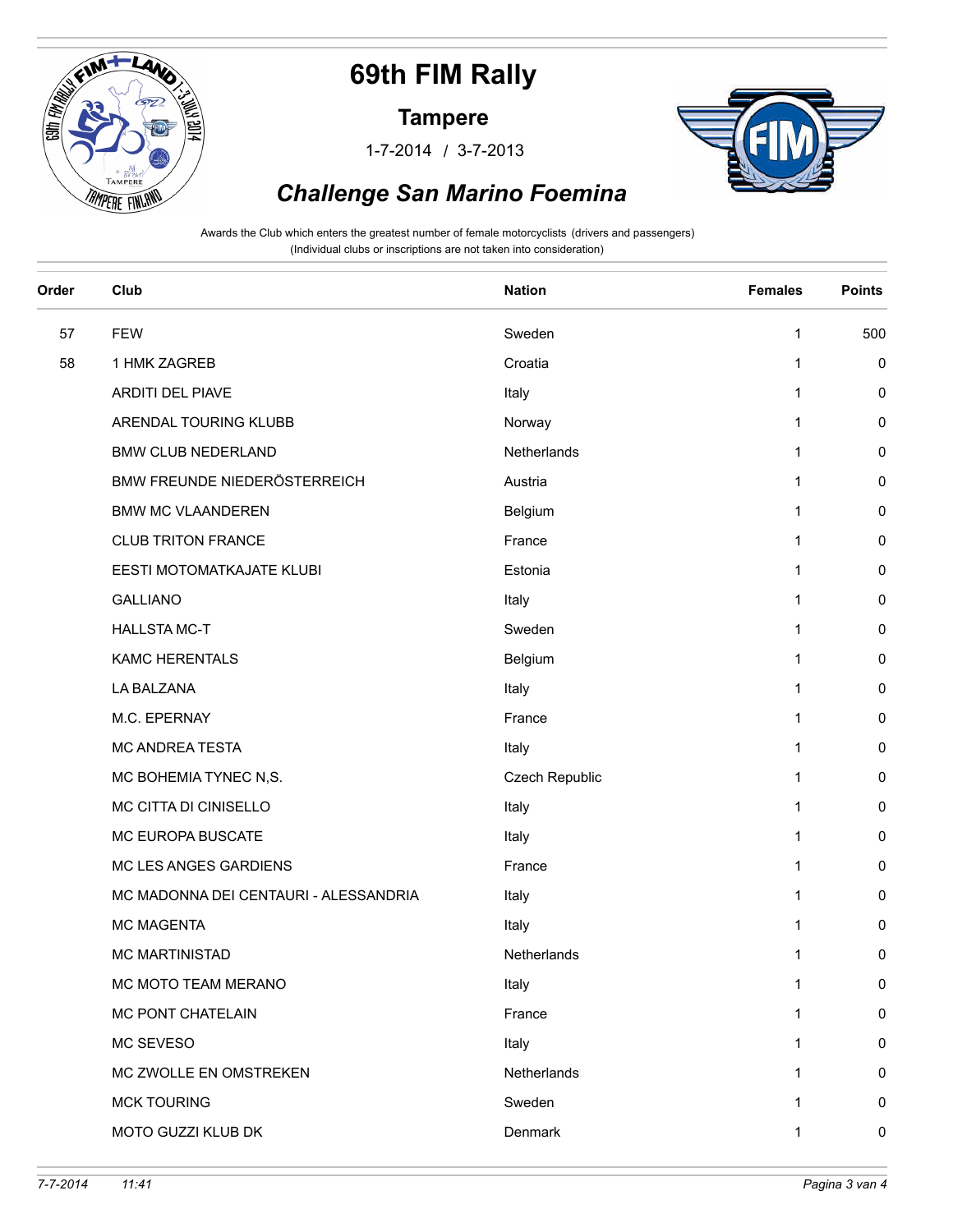# 69th FIM Rally

## Tampere

1-7-2014 / 3-7-2013

## *Challenge San Marino Foemina*

Awards the Club which enters the greatest number of female motorcyclists (drivers and passengers)
(Individual clubs or inscriptions are not taken into consideration)

| Order | Club | Nation | Females | Points |
|---|---|---|---|---|
| 57 | FEW | Sweden | 1 | 500 |
| 58 | 1 HMK ZAGREB | Croatia | 1 | 0 |
| | ARDITI DEL PIAVE | Italy | 1 | 0 |
| | ARENDAL TOURING KLUBB | Norway | 1 | 0 |
| | BMW CLUB NEDERLAND | Netherlands | 1 | 0 |
| | BMW FREUNDE NIEDERÖSTERREICH | Austria | 1 | 0 |
| | BMW MC VLAANDEREN | Belgium | 1 | 0 |
| | CLUB TRITON FRANCE | France | 1 | 0 |
| | EESTI MOTOMATKAJATE KLUBI | Estonia | 1 | 0 |
| | GALLIANO | Italy | 1 | 0 |
| | HALLSTA MC-T | Sweden | 1 | 0 |
| | KAMC HERENTALS | Belgium | 1 | 0 |
| | LA BALZANA | Italy | 1 | 0 |
| | M.C. EPERNAY | France | 1 | 0 |
| | MC ANDREA TESTA | Italy | 1 | 0 |
| | MC BOHEMIA TYNEC N,S. | Czech Republic | 1 | 0 |
| | MC CITTA DI CINISELLO | Italy | 1 | 0 |
| | MC EUROPA BUSCATE | Italy | 1 | 0 |
| | MC LES ANGES GARDIENS | France | 1 | 0 |
| | MC MADONNA DEI CENTAURI - ALESSANDRIA | Italy | 1 | 0 |
| | MC MAGENTA | Italy | 1 | 0 |
| | MC MARTINISTAD | Netherlands | 1 | 0 |
| | MC MOTO TEAM MERANO | Italy | 1 | 0 |
| | MC PONT CHATELAIN | France | 1 | 0 |
| | MC SEVESO | Italy | 1 | 0 |
| | MC ZWOLLE EN OMSTREKEN | Netherlands | 1 | 0 |
| | MCK TOURING | Sweden | 1 | 0 |
| | MOTO GUZZI KLUB DK | Denmark | 1 | 0 |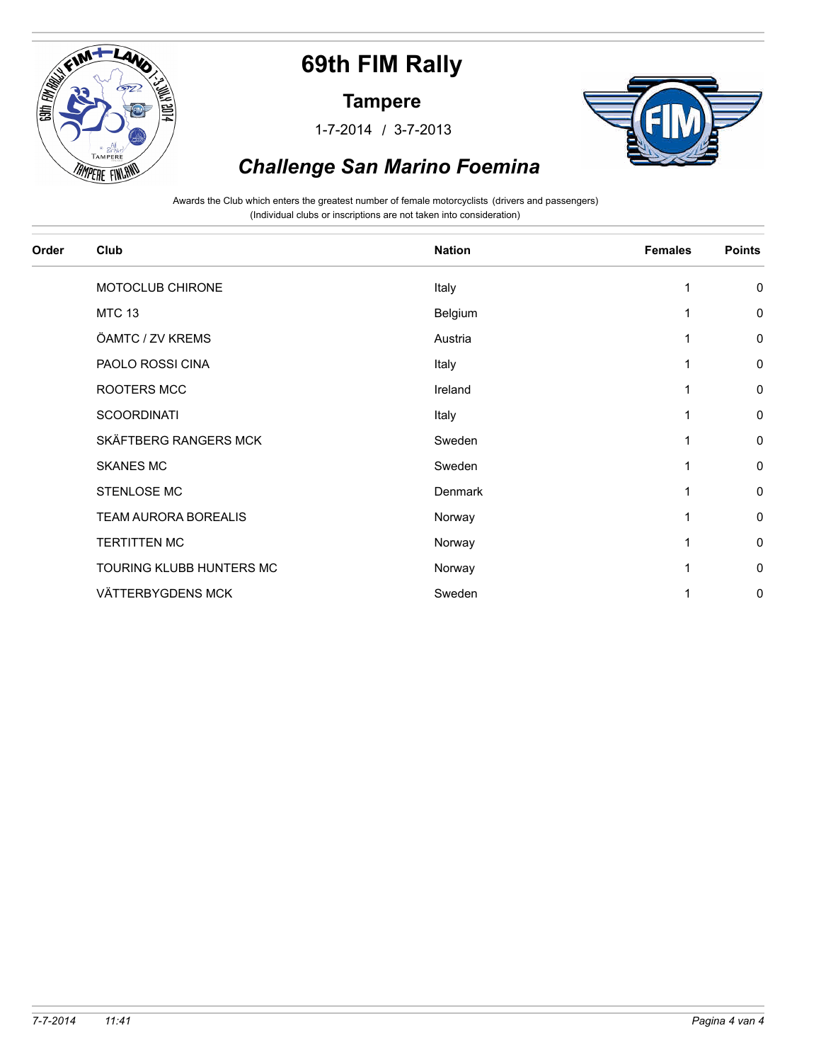# 69th FIM Rally

## Tampere

1-7-2014 / 3-7-2013

## *Challenge San Marino Foemina*

Awards the Club which enters the greatest number of female motorcyclists (drivers and passengers)
(Individual clubs or inscriptions are not taken into consideration)

| Order | Club | Nation | Females | Points |
|---|---|---|---|---|
| | MOTOCLUB CHIRONE | Italy | 1 | 0 |
| | MTC 13 | Belgium | 1 | 0 |
| | ÖAMTC / ZV KREMS | Austria | 1 | 0 |
| | PAOLO ROSSI CINA | Italy | 1 | 0 |
| | ROOTERS MCC | Ireland | 1 | 0 |
| | SCOORDINATI | Italy | 1 | 0 |
| | SKÄFTBERG RANGERS MCK | Sweden | 1 | 0 |
| | SKANES MC | Sweden | 1 | 0 |
| | STENLOSE MC | Denmark | 1 | 0 |
| | TEAM AURORA BOREALIS | Norway | 1 | 0 |
| | TERTITTEN MC | Norway | 1 | 0 |
| | TOURING KLUBB HUNTERS MC | Norway | 1 | 0 |
| | VÄTTERBYGDENS MCK | Sweden | 1 | 0 |

*7-7-2014* *11:41*